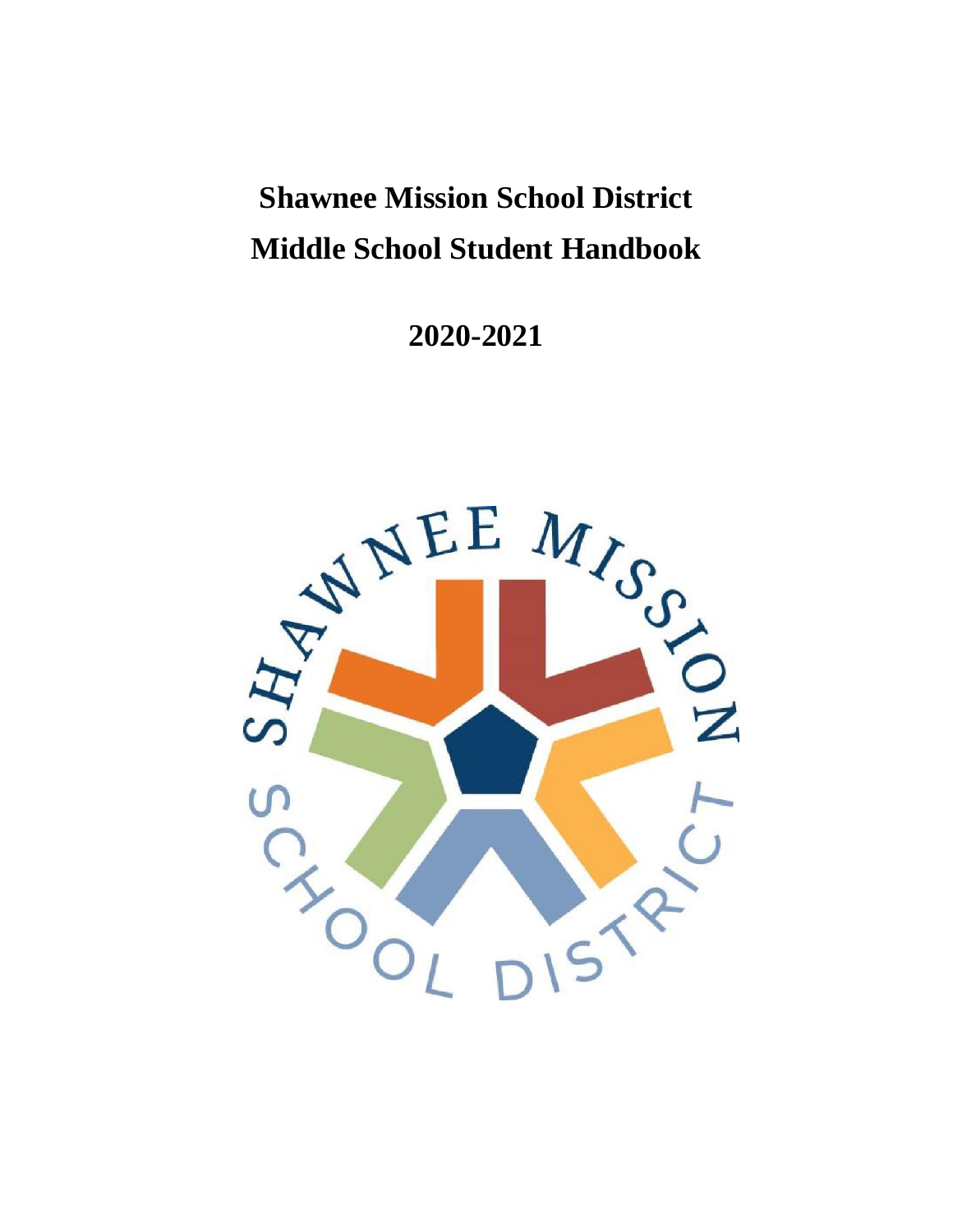# Shawnee Mission School District

# Middle School Student Handbook

## 2020-2021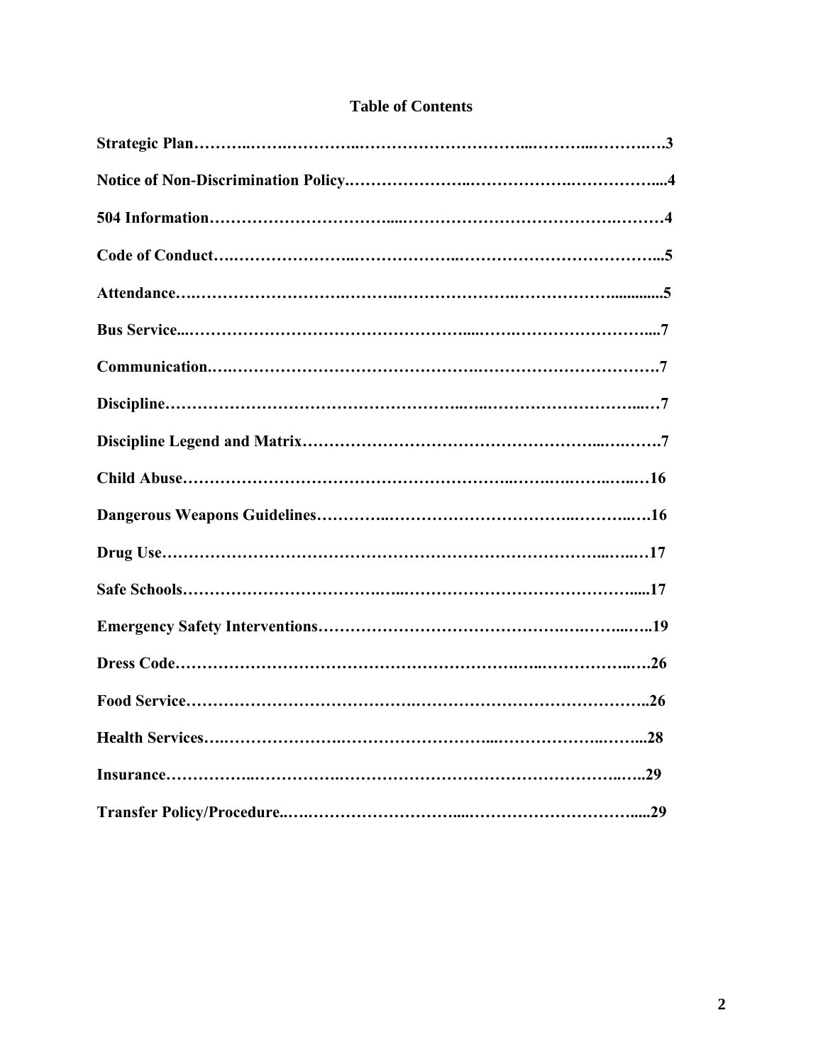# Table of Contents

**Strategic Plan……………………………………………………………………………3**

**Notice of Non-Discrimination Policy……………………………………………………4**

**504 Information……………………………………………………………………………4**

**Code of Conduct……………………………………………………………………………5**

**Attendance…………………………………………………………………………………5**

**Bus Service…………………………………………………………………………………7**

**Communication……………………………………………………………………………7**

**Discipline……………………………………………………………………………………7**

**Discipline Legend and Matrix……………………………………………………………7**

**Child Abuse…………………………………………………………………………………16**

**Dangerous Weapons Guidelines…………………………………………………………16**

**Drug Use……………………………………………………………………………………17**

**Safe Schools…………………………………………………………………………………17**

**Emergency Safety Interventions…………………………………………………………19**

**Dress Code…………………………………………………………………………………26**

**Food Service…………………………………………………………………………………26**

**Health Services………………………………………………………………………………28**

**Insurance……………………………………………………………………………………29**

**Transfer Policy/Procedure…………………………………………………………………29**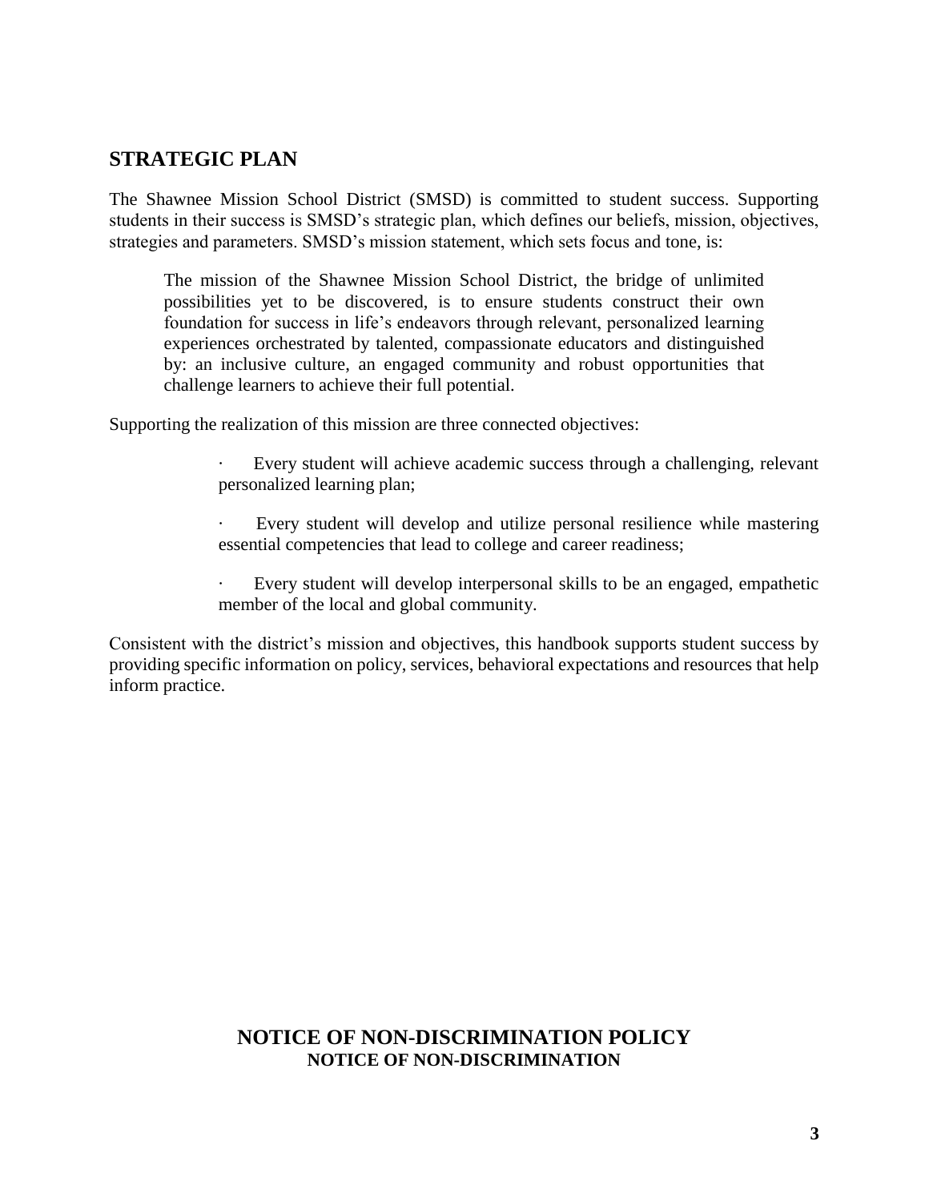## STRATEGIC PLAN

The Shawnee Mission School District (SMSD) is committed to student success. Supporting students in their success is SMSD's strategic plan, which defines our beliefs, mission, objectives, strategies and parameters. SMSD's mission statement, which sets focus and tone, is:

> The mission of the Shawnee Mission School District, the bridge of unlimited possibilities yet to be discovered, is to ensure students construct their own foundation for success in life's endeavors through relevant, personalized learning experiences orchestrated by talented, compassionate educators and distinguished by: an inclusive culture, an engaged community and robust opportunities that challenge learners to achieve their full potential.

Supporting the realization of this mission are three connected objectives:

- Every student will achieve academic success through a challenging, relevant personalized learning plan;
- Every student will develop and utilize personal resilience while mastering essential competencies that lead to college and career readiness;
- Every student will develop interpersonal skills to be an engaged, empathetic member of the local and global community.

Consistent with the district's mission and objectives, this handbook supports student success by providing specific information on policy, services, behavioral expectations and resources that help inform practice.

## NOTICE OF NON-DISCRIMINATION POLICY

### NOTICE OF NON-DISCRIMINATION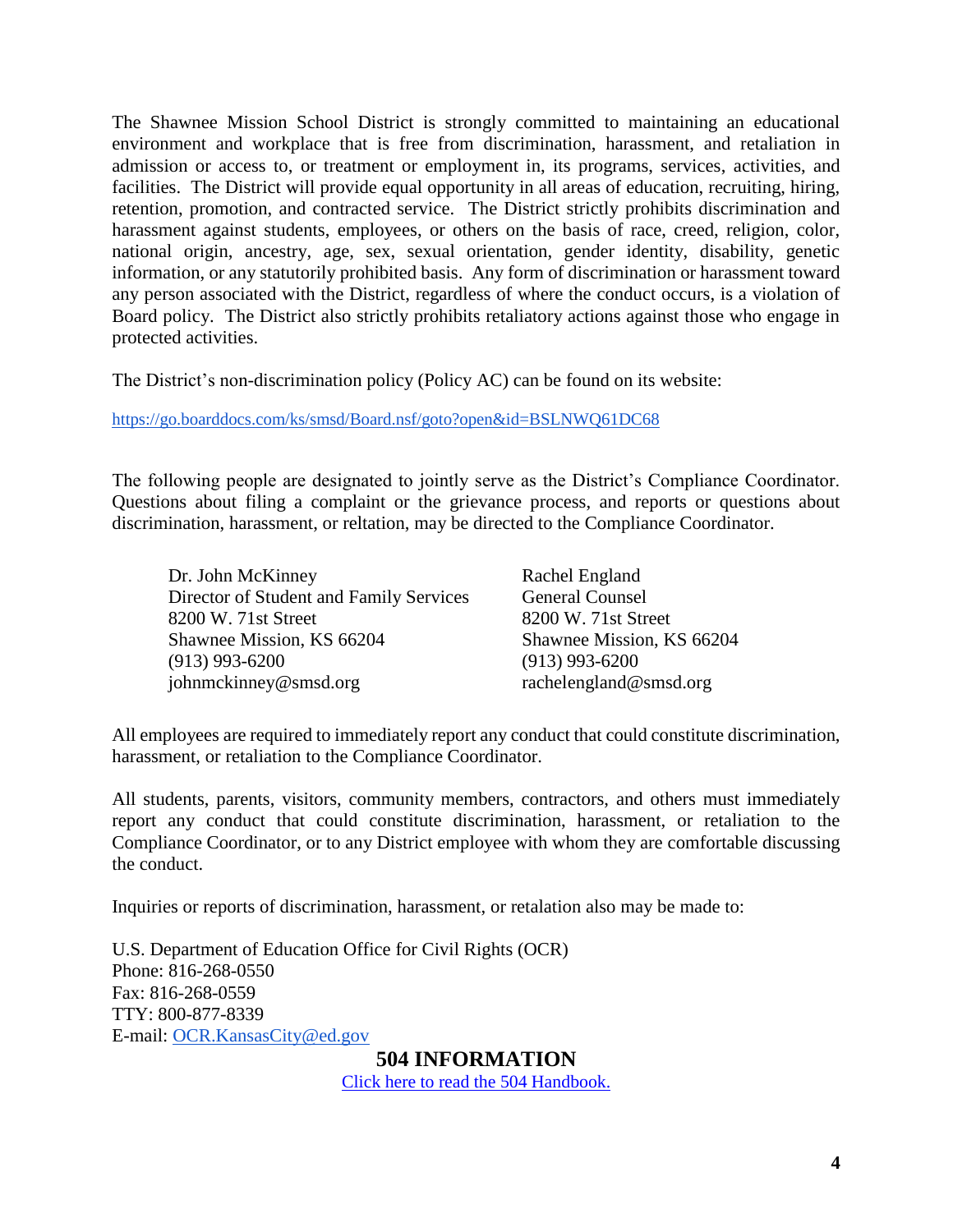The Shawnee Mission School District is strongly committed to maintaining an educational environment and workplace that is free from discrimination, harassment, and retaliation in admission or access to, or treatment or employment in, its programs, services, activities, and facilities. The District will provide equal opportunity in all areas of education, recruiting, hiring, retention, promotion, and contracted service. The District strictly prohibits discrimination and harassment against students, employees, or others on the basis of race, creed, religion, color, national origin, ancestry, age, sex, sexual orientation, gender identity, disability, genetic information, or any statutorily prohibited basis. Any form of discrimination or harassment toward any person associated with the District, regardless of where the conduct occurs, is a violation of Board policy. The District also strictly prohibits retaliatory actions against those who engage in protected activities.

The District's non-discrimination policy (Policy AC) can be found on its website:

[https://go.boarddocs.com/ks/smsd/Board.nsf/goto?open&id=BSLNWQ61DC68](https://go.boarddocs.com/ks/smsd/Board.nsf/goto?open&id=BSLNWQ61DC68)

The following people are designated to jointly serve as the District's Compliance Coordinator. Questions about filing a complaint or the grievance process, and reports or questions about discrimination, harassment, or reltation, may be directed to the Compliance Coordinator.

Dr. John McKinney
Director of Student and Family Services
8200 W. 71st Street
Shawnee Mission, KS 66204
(913) 993-6200
johnmckinney@smsd.org

Rachel England
General Counsel
8200 W. 71st Street
Shawnee Mission, KS 66204
(913) 993-6200
rachelengland@smsd.org

All employees are required to immediately report any conduct that could constitute discrimination, harassment, or retaliation to the Compliance Coordinator.

All students, parents, visitors, community members, contractors, and others must immediately report any conduct that could constitute discrimination, harassment, or retaliation to the Compliance Coordinator, or to any District employee with whom they are comfortable discussing the conduct.

Inquiries or reports of discrimination, harassment, or retalation also may be made to:

U.S. Department of Education Office for Civil Rights (OCR)
Phone: 816-268-0550
Fax: 816-268-0559
TTY: 800-877-8339
E-mail: [OCR.KansasCity@ed.gov](mailto:OCR.KansasCity@ed.gov)

## 504 INFORMATION

Click here to read the 504 Handbook.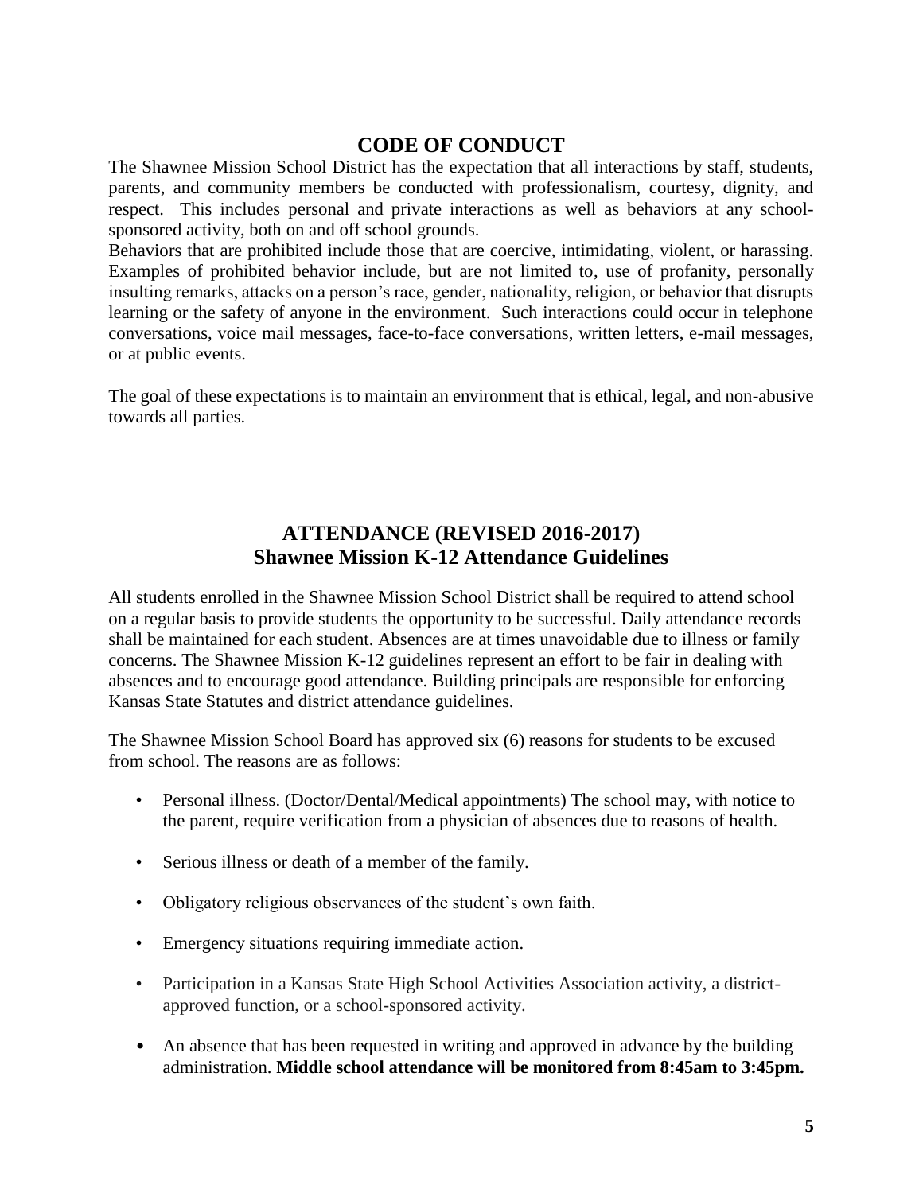# CODE OF CONDUCT

The Shawnee Mission School District has the expectation that all interactions by staff, students, parents, and community members be conducted with professionalism, courtesy, dignity, and respect. This includes personal and private interactions as well as behaviors at any school-sponsored activity, both on and off school grounds.

Behaviors that are prohibited include those that are coercive, intimidating, violent, or harassing. Examples of prohibited behavior include, but are not limited to, use of profanity, personally insulting remarks, attacks on a person's race, gender, nationality, religion, or behavior that disrupts learning or the safety of anyone in the environment. Such interactions could occur in telephone conversations, voice mail messages, face-to-face conversations, written letters, e-mail messages, or at public events.

The goal of these expectations is to maintain an environment that is ethical, legal, and non-abusive towards all parties.

# ATTENDANCE (REVISED 2016-2017)
## Shawnee Mission K-12 Attendance Guidelines

All students enrolled in the Shawnee Mission School District shall be required to attend school on a regular basis to provide students the opportunity to be successful. Daily attendance records shall be maintained for each student. Absences are at times unavoidable due to illness or family concerns. The Shawnee Mission K-12 guidelines represent an effort to be fair in dealing with absences and to encourage good attendance. Building principals are responsible for enforcing Kansas State Statutes and district attendance guidelines.

The Shawnee Mission School Board has approved six (6) reasons for students to be excused from school. The reasons are as follows:

- Personal illness. (Doctor/Dental/Medical appointments) The school may, with notice to the parent, require verification from a physician of absences due to reasons of health.
- Serious illness or death of a member of the family.
- Obligatory religious observances of the student's own faith.
- Emergency situations requiring immediate action.
- Participation in a Kansas State High School Activities Association activity, a district-approved function, or a school-sponsored activity.
- An absence that has been requested in writing and approved in advance by the building administration. **Middle school attendance will be monitored from 8:45am to 3:45pm.**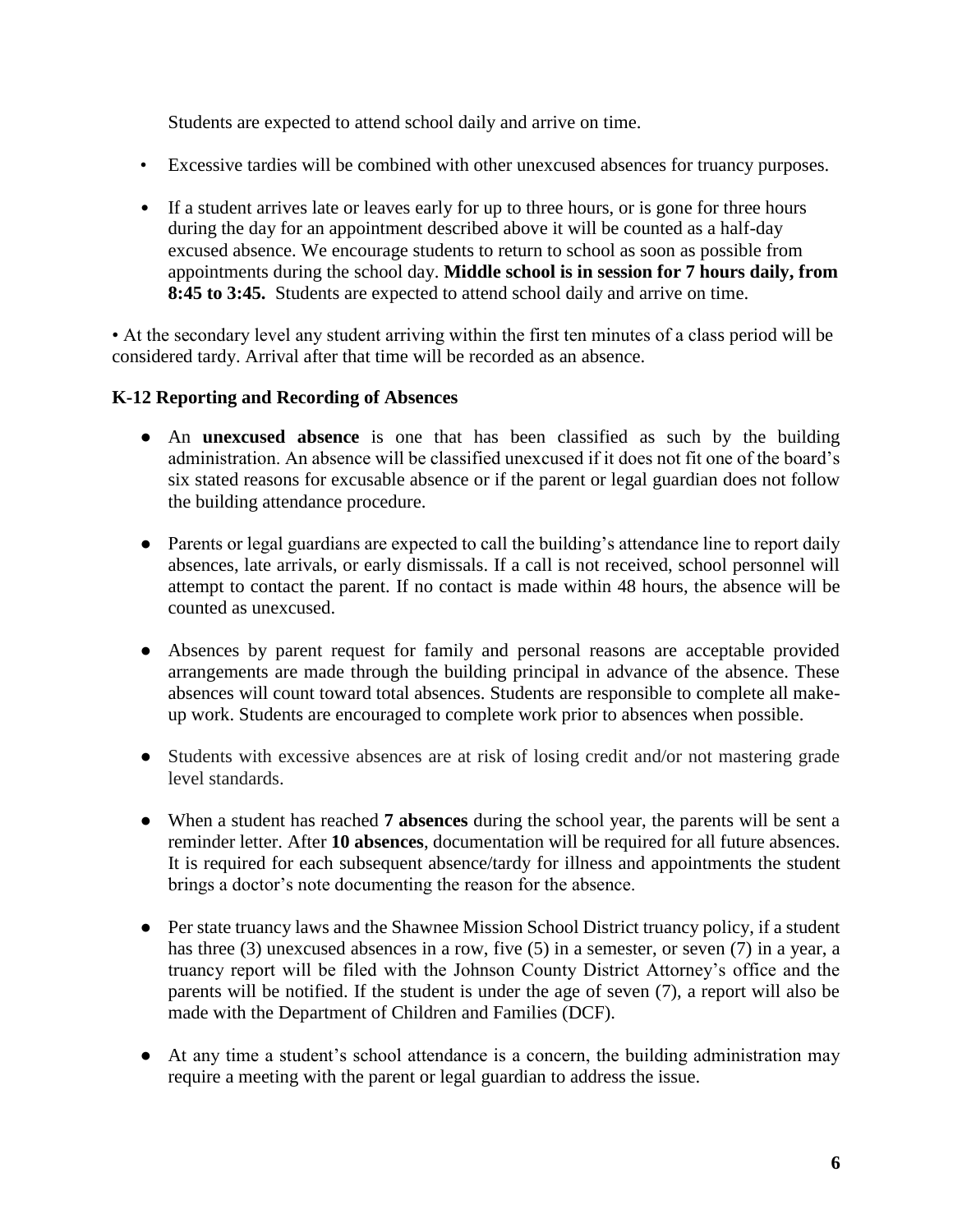Students are expected to attend school daily and arrive on time.

- Excessive tardies will be combined with other unexcused absences for truancy purposes.
- If a student arrives late or leaves early for up to three hours, or is gone for three hours during the day for an appointment described above it will be counted as a half-day excused absence. We encourage students to return to school as soon as possible from appointments during the school day. **Middle school is in session for 7 hours daily, from 8:45 to 3:45.** Students are expected to attend school daily and arrive on time.

• At the secondary level any student arriving within the first ten minutes of a class period will be considered tardy. Arrival after that time will be recorded as an absence.

**K-12 Reporting and Recording of Absences**

- An **unexcused absence** is one that has been classified as such by the building administration. An absence will be classified unexcused if it does not fit one of the board's six stated reasons for excusable absence or if the parent or legal guardian does not follow the building attendance procedure.
- Parents or legal guardians are expected to call the building's attendance line to report daily absences, late arrivals, or early dismissals. If a call is not received, school personnel will attempt to contact the parent. If no contact is made within 48 hours, the absence will be counted as unexcused.
- Absences by parent request for family and personal reasons are acceptable provided arrangements are made through the building principal in advance of the absence. These absences will count toward total absences. Students are responsible to complete all make-up work. Students are encouraged to complete work prior to absences when possible.
- Students with excessive absences are at risk of losing credit and/or not mastering grade level standards.
- When a student has reached **7 absences** during the school year, the parents will be sent a reminder letter. After **10 absences**, documentation will be required for all future absences. It is required for each subsequent absence/tardy for illness and appointments the student brings a doctor's note documenting the reason for the absence.
- Per state truancy laws and the Shawnee Mission School District truancy policy, if a student has three (3) unexcused absences in a row, five (5) in a semester, or seven (7) in a year, a truancy report will be filed with the Johnson County District Attorney's office and the parents will be notified. If the student is under the age of seven (7), a report will also be made with the Department of Children and Families (DCF).
- At any time a student's school attendance is a concern, the building administration may require a meeting with the parent or legal guardian to address the issue.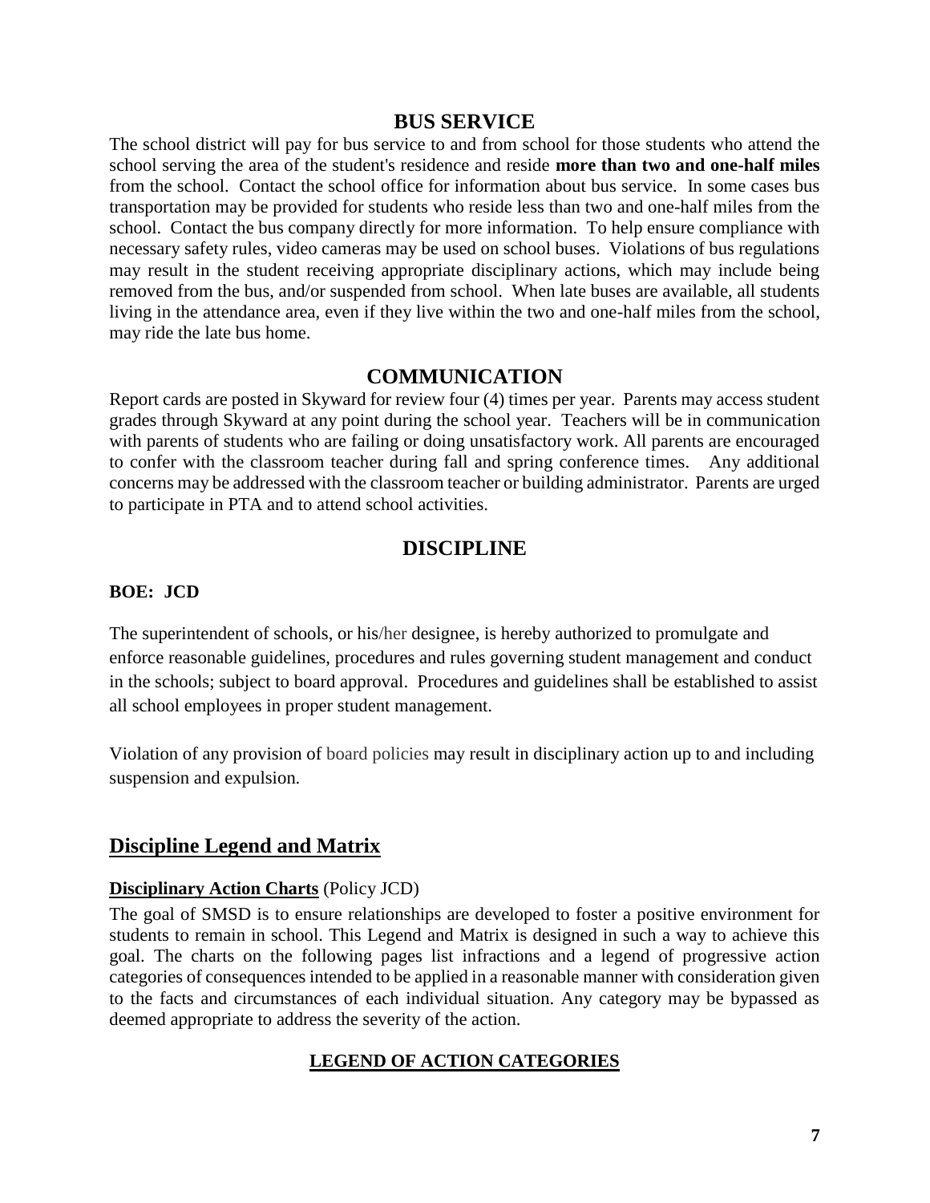## BUS SERVICE

The school district will pay for bus service to and from school for those students who attend the school serving the area of the student's residence and reside **more than two and one-half miles** from the school. Contact the school office for information about bus service. In some cases bus transportation may be provided for students who reside less than two and one-half miles from the school. Contact the bus company directly for more information. To help ensure compliance with necessary safety rules, video cameras may be used on school buses. Violations of bus regulations may result in the student receiving appropriate disciplinary actions, which may include being removed from the bus, and/or suspended from school. When late buses are available, all students living in the attendance area, even if they live within the two and one-half miles from the school, may ride the late bus home.

## COMMUNICATION

Report cards are posted in Skyward for review four (4) times per year. Parents may access student grades through Skyward at any point during the school year. Teachers will be in communication with parents of students who are failing or doing unsatisfactory work. All parents are encouraged to confer with the classroom teacher during fall and spring conference times. Any additional concerns may be addressed with the classroom teacher or building administrator. Parents are urged to participate in PTA and to attend school activities.

## DISCIPLINE

**BOE: JCD**

The superintendent of schools, or his/her designee, is hereby authorized to promulgate and enforce reasonable guidelines, procedures and rules governing student management and conduct in the schools; subject to board approval. Procedures and guidelines shall be established to assist all school employees in proper student management.

Violation of any provision of board policies may result in disciplinary action up to and including suspension and expulsion.

## Discipline Legend and Matrix

**Disciplinary Action Charts** (Policy JCD)

The goal of SMSD is to ensure relationships are developed to foster a positive environment for students to remain in school. This Legend and Matrix is designed in such a way to achieve this goal. The charts on the following pages list infractions and a legend of progressive action categories of consequences intended to be applied in a reasonable manner with consideration given to the facts and circumstances of each individual situation. Any category may be bypassed as deemed appropriate to address the severity of the action.

**LEGEND OF ACTION CATEGORIES**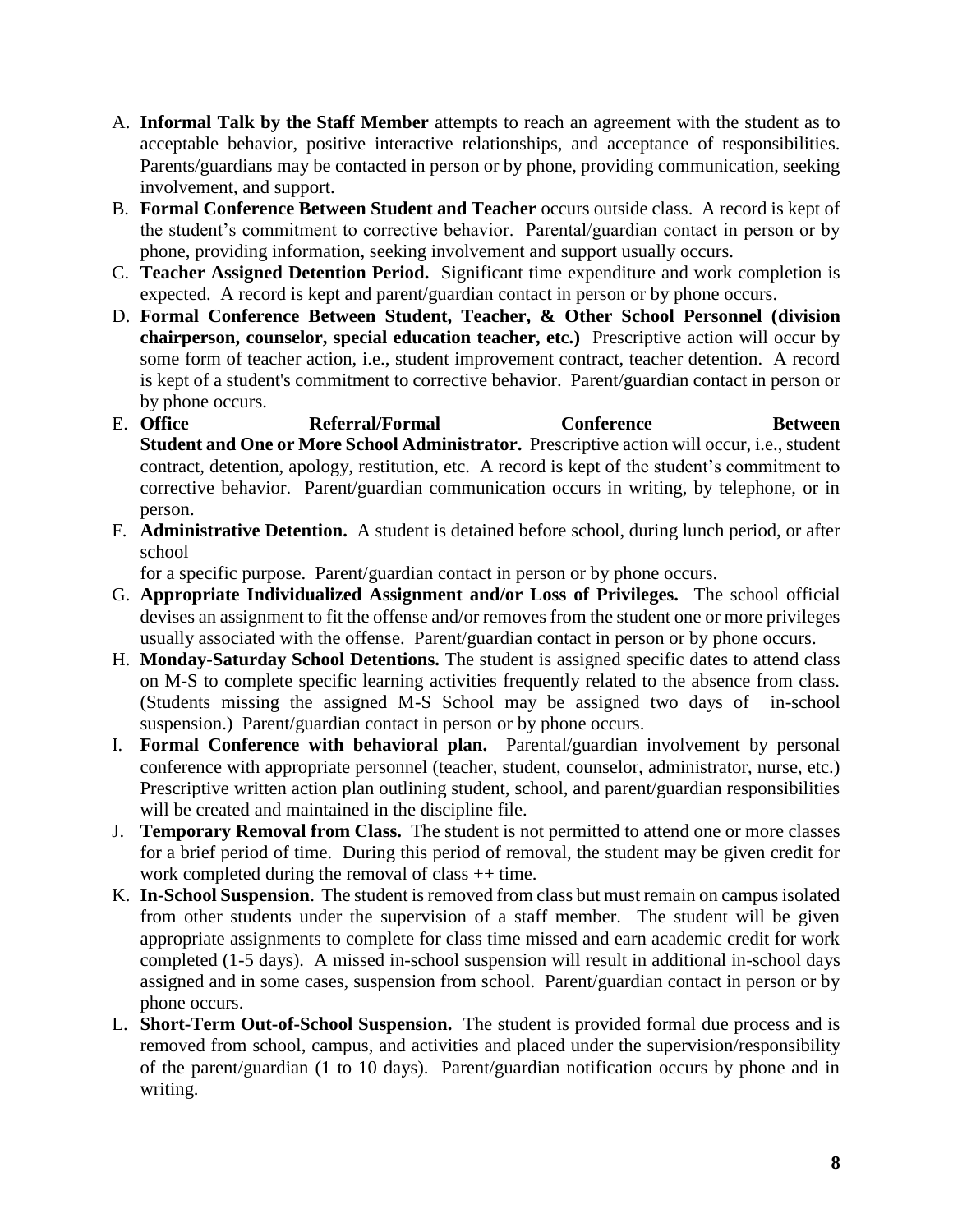A. **Informal Talk by the Staff Member** attempts to reach an agreement with the student as to acceptable behavior, positive interactive relationships, and acceptance of responsibilities. Parents/guardians may be contacted in person or by phone, providing communication, seeking involvement, and support.
B. **Formal Conference Between Student and Teacher** occurs outside class. A record is kept of the student's commitment to corrective behavior. Parental/guardian contact in person or by phone, providing information, seeking involvement and support usually occurs.
C. **Teacher Assigned Detention Period.** Significant time expenditure and work completion is expected. A record is kept and parent/guardian contact in person or by phone occurs.
D. **Formal Conference Between Student, Teacher, & Other School Personnel (division chairperson, counselor, special education teacher, etc.)** Prescriptive action will occur by some form of teacher action, i.e., student improvement contract, teacher detention. A record is kept of a student's commitment to corrective behavior. Parent/guardian contact in person or by phone occurs.
E. **Office Referral/Formal Conference Between Student and One or More School Administrator.** Prescriptive action will occur, i.e., student contract, detention, apology, restitution, etc. A record is kept of the student's commitment to corrective behavior. Parent/guardian communication occurs in writing, by telephone, or in person.
F. **Administrative Detention.** A student is detained before school, during lunch period, or after school

   for a specific purpose. Parent/guardian contact in person or by phone occurs.
G. **Appropriate Individualized Assignment and/or Loss of Privileges.** The school official devises an assignment to fit the offense and/or removes from the student one or more privileges usually associated with the offense. Parent/guardian contact in person or by phone occurs.
H. **Monday-Saturday School Detentions.** The student is assigned specific dates to attend class on M-S to complete specific learning activities frequently related to the absence from class. (Students missing the assigned M-S School may be assigned two days of in-school suspension.) Parent/guardian contact in person or by phone occurs.
I. **Formal Conference with behavioral plan.** Parental/guardian involvement by personal conference with appropriate personnel (teacher, student, counselor, administrator, nurse, etc.) Prescriptive written action plan outlining student, school, and parent/guardian responsibilities will be created and maintained in the discipline file.
J. **Temporary Removal from Class.** The student is not permitted to attend one or more classes for a brief period of time. During this period of removal, the student may be given credit for work completed during the removal of class ++ time.
K. **In-School Suspension**. The student is removed from class but must remain on campus isolated from other students under the supervision of a staff member. The student will be given appropriate assignments to complete for class time missed and earn academic credit for work completed (1-5 days). A missed in-school suspension will result in additional in-school days assigned and in some cases, suspension from school. Parent/guardian contact in person or by phone occurs.
L. **Short-Term Out-of-School Suspension.** The student is provided formal due process and is removed from school, campus, and activities and placed under the supervision/responsibility of the parent/guardian (1 to 10 days). Parent/guardian notification occurs by phone and in writing.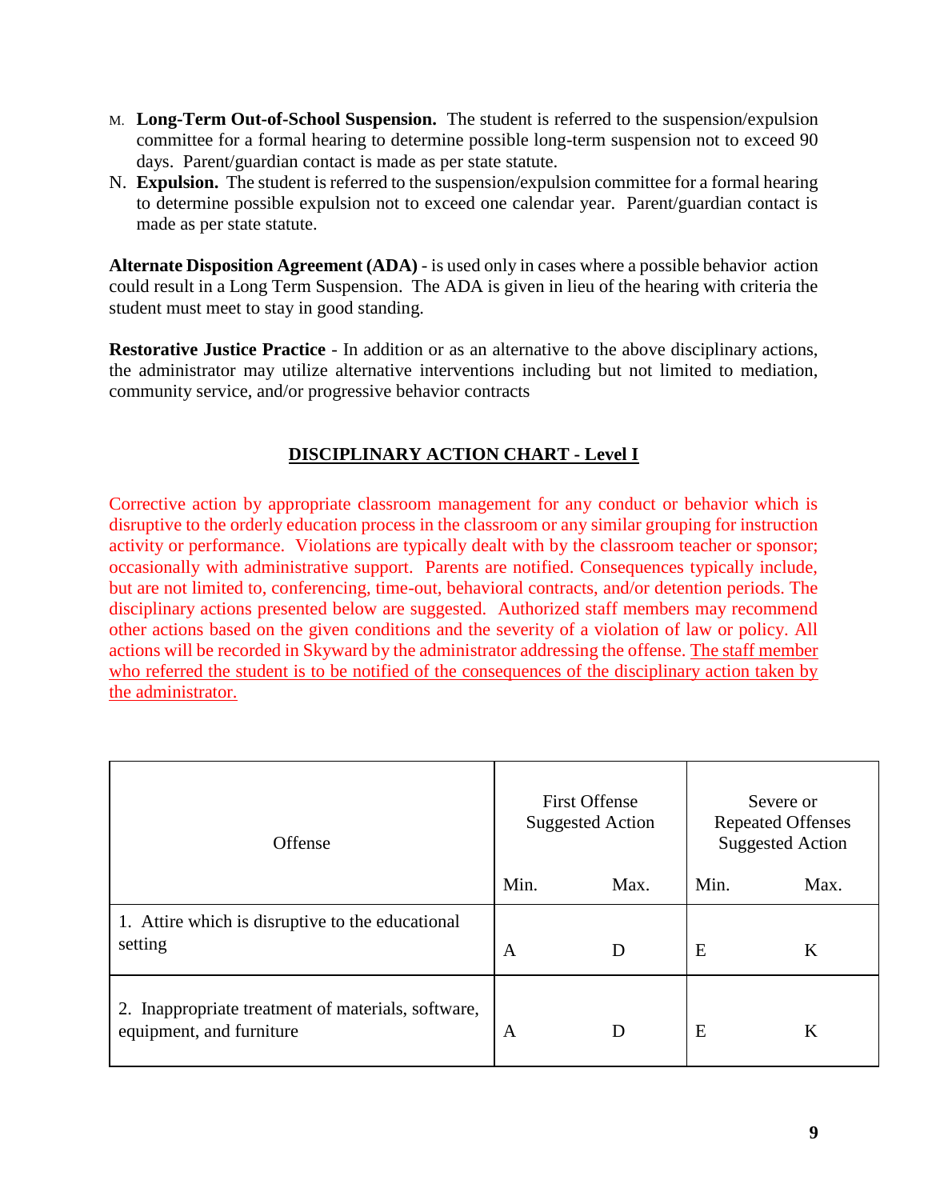M. **Long-Term Out-of-School Suspension.** The student is referred to the suspension/expulsion committee for a formal hearing to determine possible long-term suspension not to exceed 90 days. Parent/guardian contact is made as per state statute.

N. **Expulsion.** The student is referred to the suspension/expulsion committee for a formal hearing to determine possible expulsion not to exceed one calendar year. Parent/guardian contact is made as per state statute.

**Alternate Disposition Agreement (ADA)** - is used only in cases where a possible behavior action could result in a Long Term Suspension. The ADA is given in lieu of the hearing with criteria the student must meet to stay in good standing.

**Restorative Justice Practice** - In addition or as an alternative to the above disciplinary actions, the administrator may utilize alternative interventions including but not limited to mediation, community service, and/or progressive behavior contracts

## DISCIPLINARY ACTION CHART - Level I

Corrective action by appropriate classroom management for any conduct or behavior which is disruptive to the orderly education process in the classroom or any similar grouping for instruction activity or performance. Violations are typically dealt with by the classroom teacher or sponsor; occasionally with administrative support. Parents are notified. Consequences typically include, but are not limited to, conferencing, time-out, behavioral contracts, and/or detention periods. The disciplinary actions presented below are suggested. Authorized staff members may recommend other actions based on the given conditions and the severity of a violation of law or policy. All actions will be recorded in Skyward by the administrator addressing the offense. The staff member who referred the student is to be notified of the consequences of the disciplinary action taken by the administrator.

| Offense | First Offense Suggested Action | | Severe or Repeated Offenses Suggested Action | |
|---|---|---|---|---|
| | Min. | Max. | Min. | Max. |
| 1. Attire which is disruptive to the educational setting | A | D | E | K |
| 2. Inappropriate treatment of materials, software, equipment, and furniture | A | D | E | K |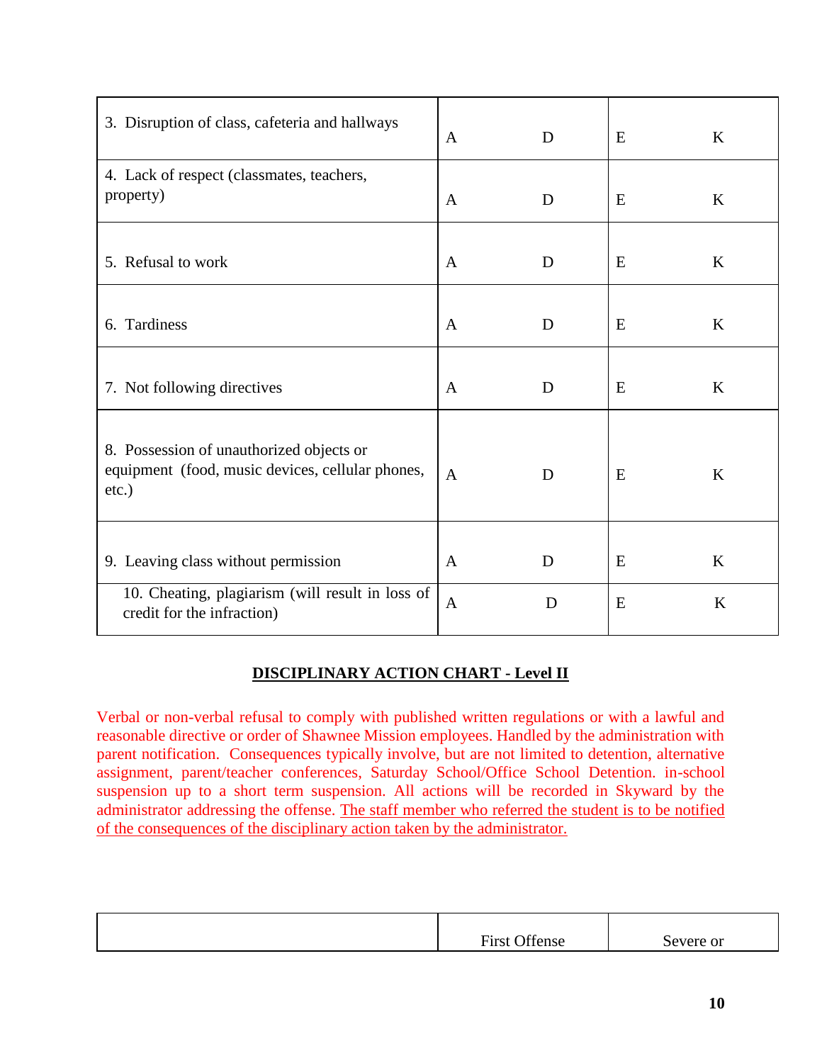| | | | | |
|---|---|---|---|---|
| 3. Disruption of class, cafeteria and hallways | A | D | E | K |
| 4. Lack of respect (classmates, teachers, property) | A | D | E | K |
| 5. Refusal to work | A | D | E | K |
| 6. Tardiness | A | D | E | K |
| 7. Not following directives | A | D | E | K |
| 8. Possession of unauthorized objects or equipment (food, music devices, cellular phones, etc.) | A | D | E | K |
| 9. Leaving class without permission | A | D | E | K |
| 10. Cheating, plagiarism (will result in loss of credit for the infraction) | A | D | E | K |

## DISCIPLINARY ACTION CHART - Level II

Verbal or non-verbal refusal to comply with published written regulations or with a lawful and reasonable directive or order of Shawnee Mission employees. Handled by the administration with parent notification. Consequences typically involve, but are not limited to detention, alternative assignment, parent/teacher conferences, Saturday School/Office School Detention. in-school suspension up to a short term suspension. All actions will be recorded in Skyward by the administrator addressing the offense. The staff member who referred the student is to be notified of the consequences of the disciplinary action taken by the administrator.

| | First Offense | Severe or |
|---|---|---|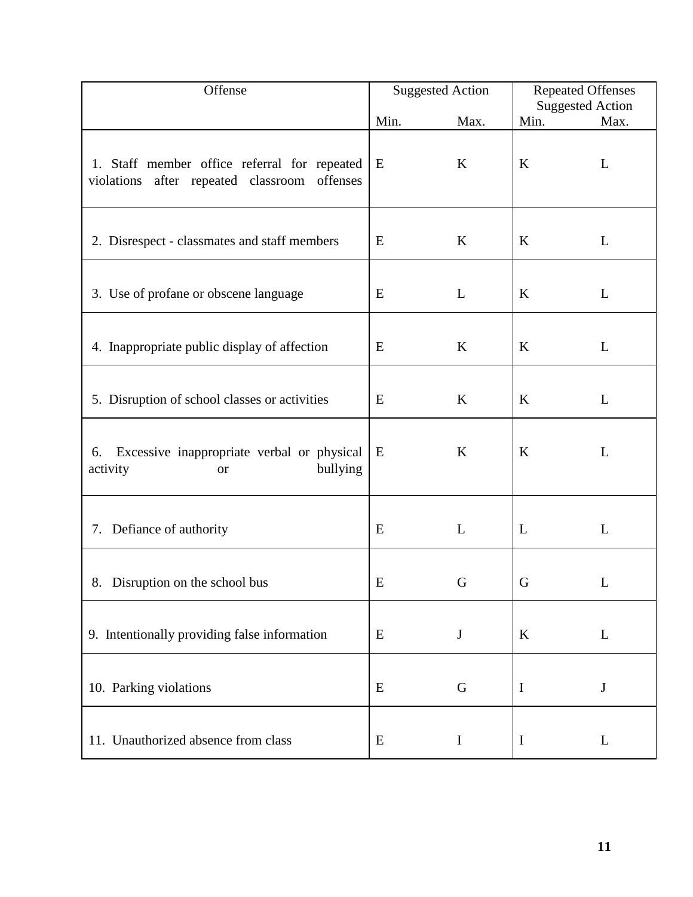| Offense | Suggested Action | | Repeated Offenses Suggested Action | |
|---|---|---|---|---|
| | Min. | Max. | Min. | Max. |
| 1. Staff member office referral for repeated violations after repeated classroom offenses | E | K | K | L |
| 2. Disrespect - classmates and staff members | E | K | K | L |
| 3. Use of profane or obscene language | E | L | K | L |
| 4. Inappropriate public display of affection | E | K | K | L |
| 5. Disruption of school classes or activities | E | K | K | L |
| 6. Excessive inappropriate verbal or physical activity or bullying | E | K | K | L |
| 7. Defiance of authority | E | L | L | L |
| 8. Disruption on the school bus | E | G | G | L |
| 9. Intentionally providing false information | E | J | K | L |
| 10. Parking violations | E | G | I | J |
| 11. Unauthorized absence from class | E | I | I | L |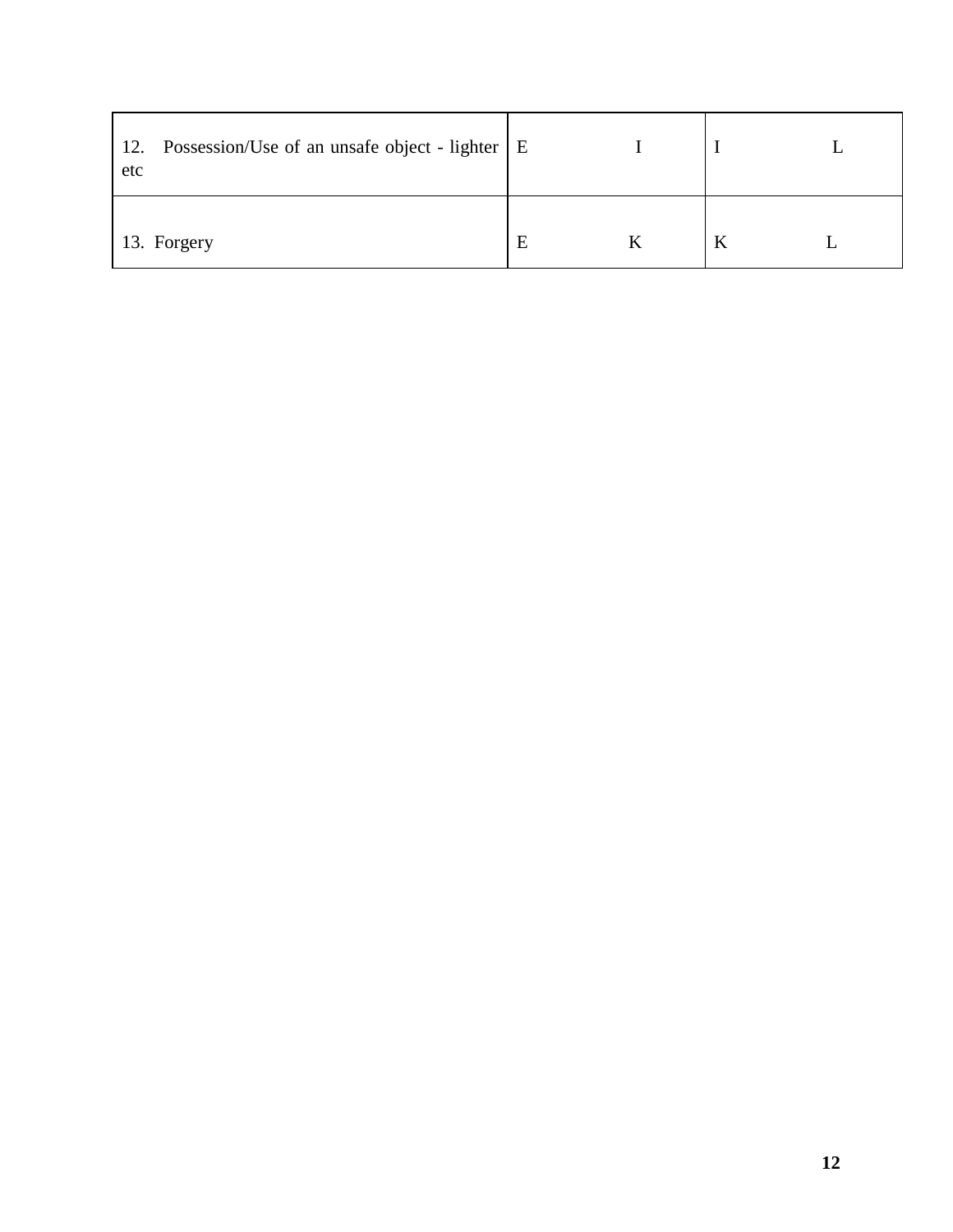| | | |
|---|---|---|
| 12. Possession/Use of an unsafe object - lighter etc | E I | I L |
| 13. Forgery | E K | K L |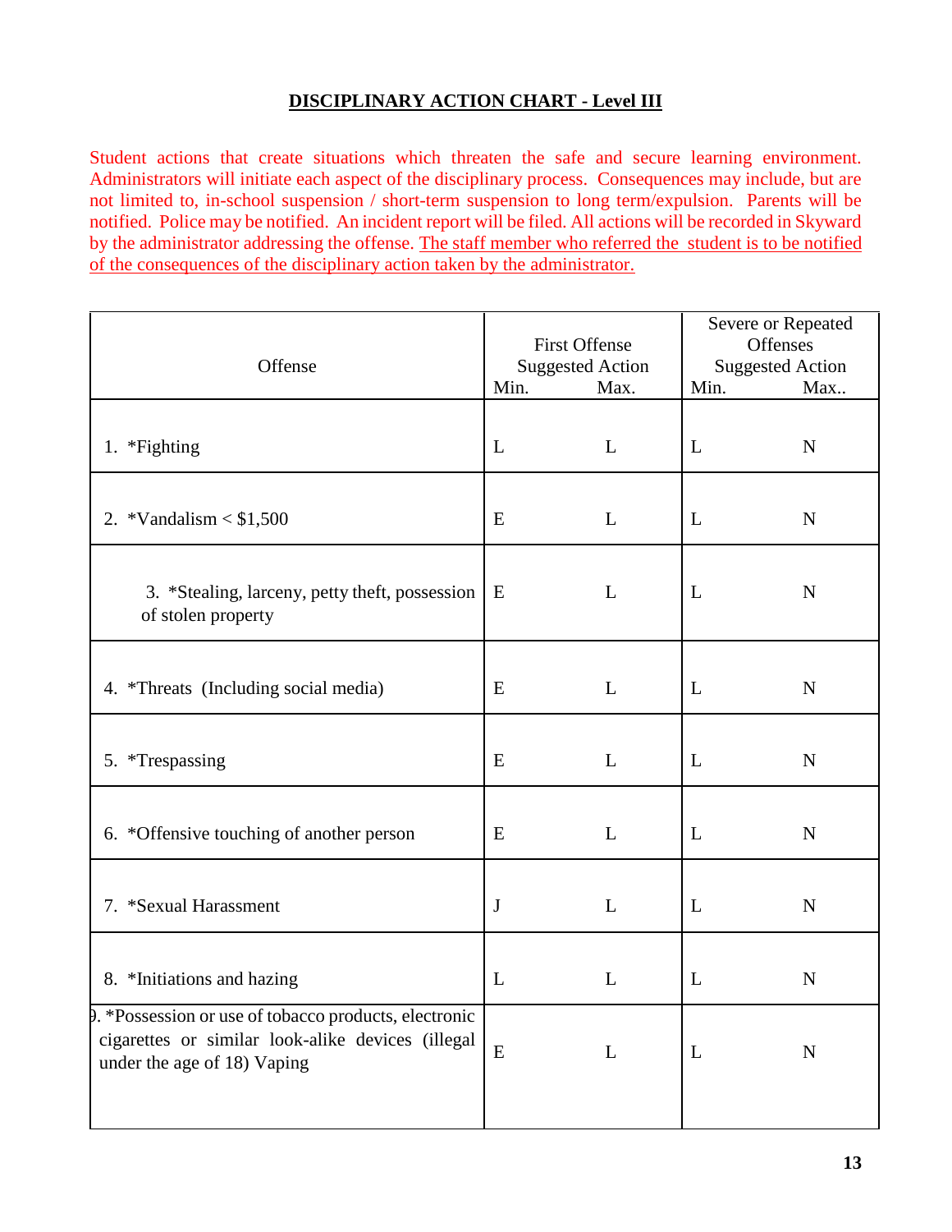## DISCIPLINARY ACTION CHART - Level III

Student actions that create situations which threaten the safe and secure learning environment. Administrators will initiate each aspect of the disciplinary process. Consequences may include, but are not limited to, in-school suspension / short-term suspension to long term/expulsion. Parents will be notified. Police may be notified. An incident report will be filed. All actions will be recorded in Skyward by the administrator addressing the offense. The staff member who referred the student is to be notified of the consequences of the disciplinary action taken by the administrator.

| Offense | First Offense Suggested Action | | Severe or Repeated Offenses Suggested Action | |
|---|---|---|---|---|
| | Min. | Max. | Min. | Max.. |
| 1. *Fighting | L | L | L | N |
| 2. *Vandalism < $1,500 | E | L | L | N |
| 3. *Stealing, larceny, petty theft, possession of stolen property | E | L | L | N |
| 4. *Threats (Including social media) | E | L | L | N |
| 5. *Trespassing | E | L | L | N |
| 6. *Offensive touching of another person | E | L | L | N |
| 7. *Sexual Harassment | J | L | L | N |
| 8. *Initiations and hazing | L | L | L | N |
| 9. *Possession or use of tobacco products, electronic cigarettes or similar look-alike devices (illegal under the age of 18) Vaping | E | L | L | N |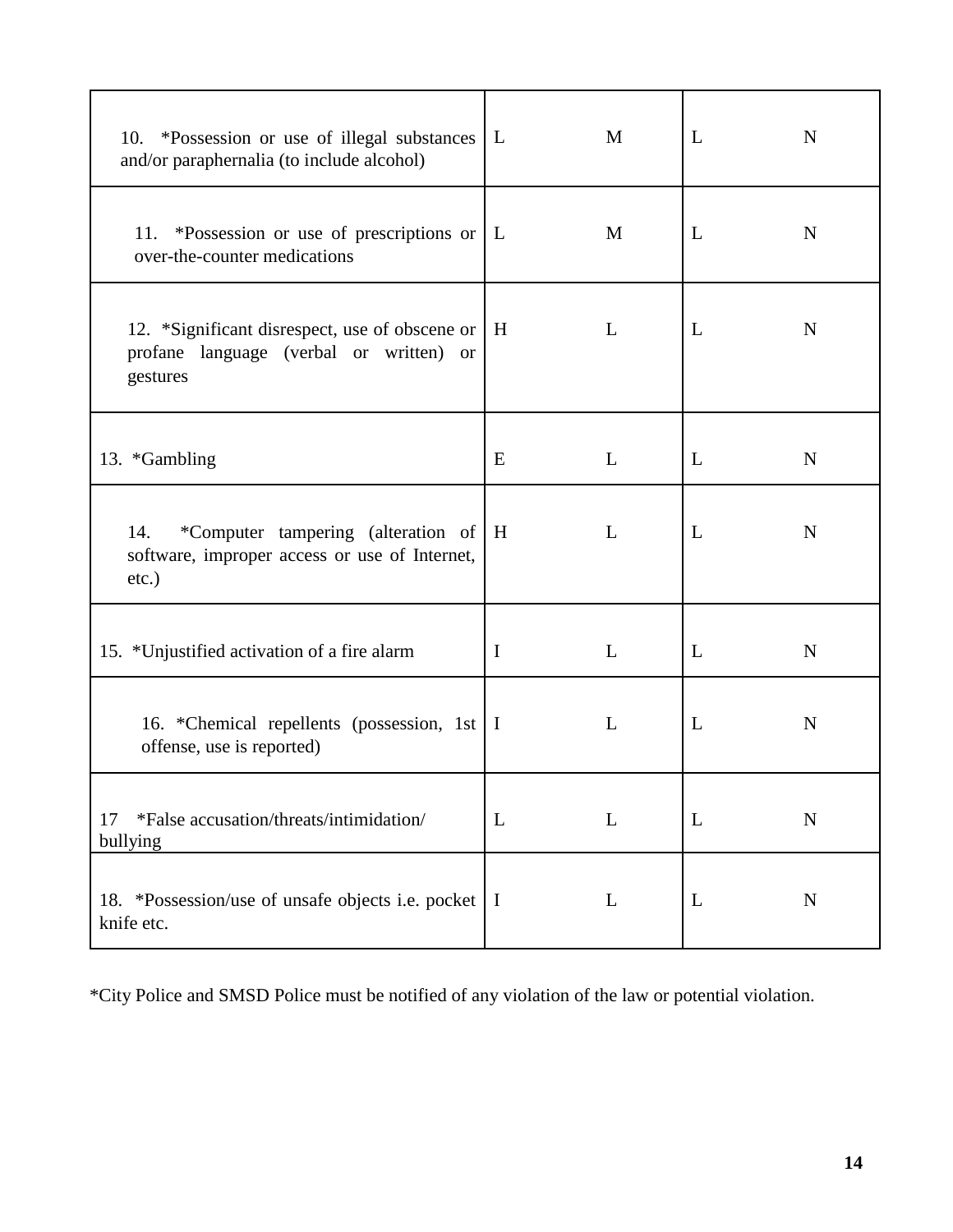| | | | | |
|---|---|---|---|---|
| 10. *Possession or use of illegal substances and/or paraphernalia (to include alcohol) | L | M | L | N |
| 11. *Possession or use of prescriptions or over-the-counter medications | L | M | L | N |
| 12. *Significant disrespect, use of obscene or profane language (verbal or written) or gestures | H | L | L | N |
| 13. *Gambling | E | L | L | N |
| 14. *Computer tampering (alteration of software, improper access or use of Internet, etc.) | H | L | L | N |
| 15. *Unjustified activation of a fire alarm | I | L | L | N |
| 16. *Chemical repellents (possession, 1st offense, use is reported) | I | L | L | N |
| 17 *False accusation/threats/intimidation/ bullying | L | L | L | N |
| 18. *Possession/use of unsafe objects i.e. pocket knife etc. | I | L | L | N |

*City Police and SMSD Police must be notified of any violation of the law or potential violation.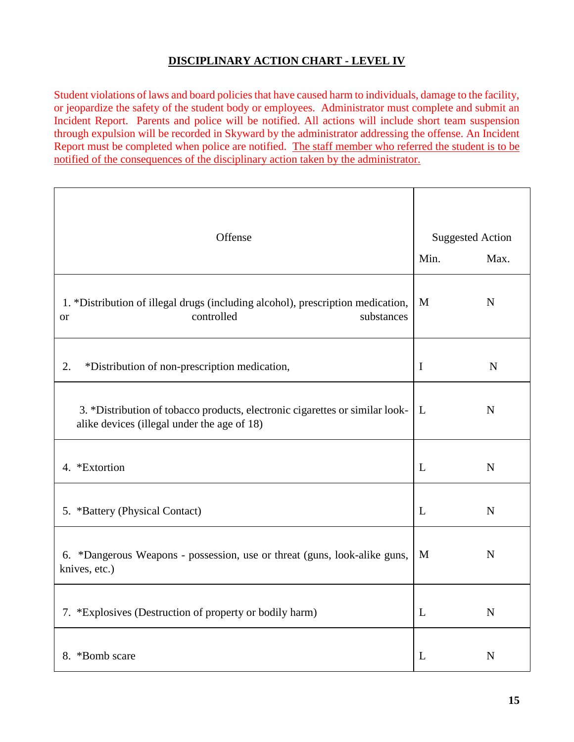## DISCIPLINARY ACTION CHART - LEVEL IV

Student violations of laws and board policies that have caused harm to individuals, damage to the facility, or jeopardize the safety of the student body or employees. Administrator must complete and submit an Incident Report. Parents and police will be notified. All actions will include short team suspension through expulsion will be recorded in Skyward by the administrator addressing the offense. An Incident Report must be completed when police are notified. The staff member who referred the student is to be notified of the consequences of the disciplinary action taken by the administrator.

| Offense | Suggested Action | |
|---|---|---|
| | Min. | Max. |
| 1. *Distribution of illegal drugs (including alcohol), prescription medication, or controlled substances | M | N |
| 2. *Distribution of non-prescription medication, | I | N |
| 3. *Distribution of tobacco products, electronic cigarettes or similar look-alike devices (illegal under the age of 18) | L | N |
| 4. *Extortion | L | N |
| 5. *Battery (Physical Contact) | L | N |
| 6. *Dangerous Weapons - possession, use or threat (guns, look-alike guns, knives, etc.) | M | N |
| 7. *Explosives (Destruction of property or bodily harm) | L | N |
| 8. *Bomb scare | L | N |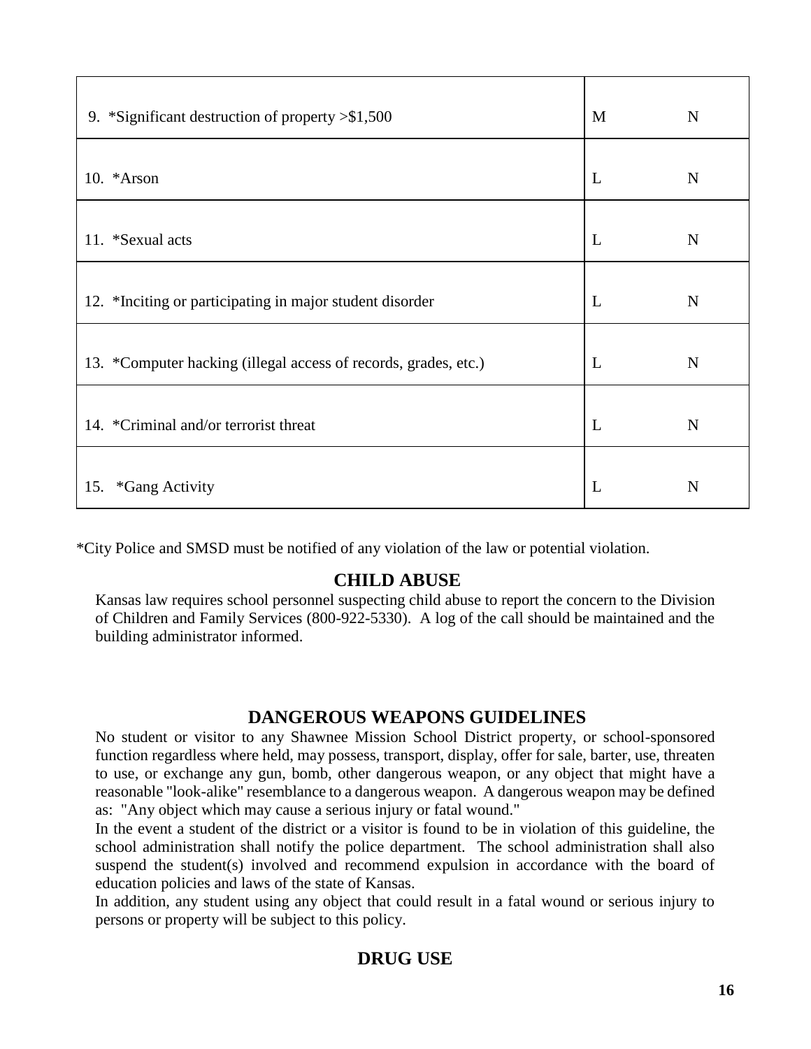| | | |
|---|---|---|
| 9. *Significant destruction of property >$1,500 | M | N |
| 10. *Arson | L | N |
| 11. *Sexual acts | L | N |
| 12. *Inciting or participating in major student disorder | L | N |
| 13. *Computer hacking (illegal access of records, grades, etc.) | L | N |
| 14. *Criminal and/or terrorist threat | L | N |
| 15. *Gang Activity | L | N |

*City Police and SMSD must be notified of any violation of the law or potential violation.

## CHILD ABUSE

Kansas law requires school personnel suspecting child abuse to report the concern to the Division of Children and Family Services (800-922-5330). A log of the call should be maintained and the building administrator informed.

## DANGEROUS WEAPONS GUIDELINES

No student or visitor to any Shawnee Mission School District property, or school-sponsored function regardless where held, may possess, transport, display, offer for sale, barter, use, threaten to use, or exchange any gun, bomb, other dangerous weapon, or any object that might have a reasonable "look-alike" resemblance to a dangerous weapon. A dangerous weapon may be defined as: "Any object which may cause a serious injury or fatal wound."

In the event a student of the district or a visitor is found to be in violation of this guideline, the school administration shall notify the police department. The school administration shall also suspend the student(s) involved and recommend expulsion in accordance with the board of education policies and laws of the state of Kansas.

In addition, any student using any object that could result in a fatal wound or serious injury to persons or property will be subject to this policy.

## DRUG USE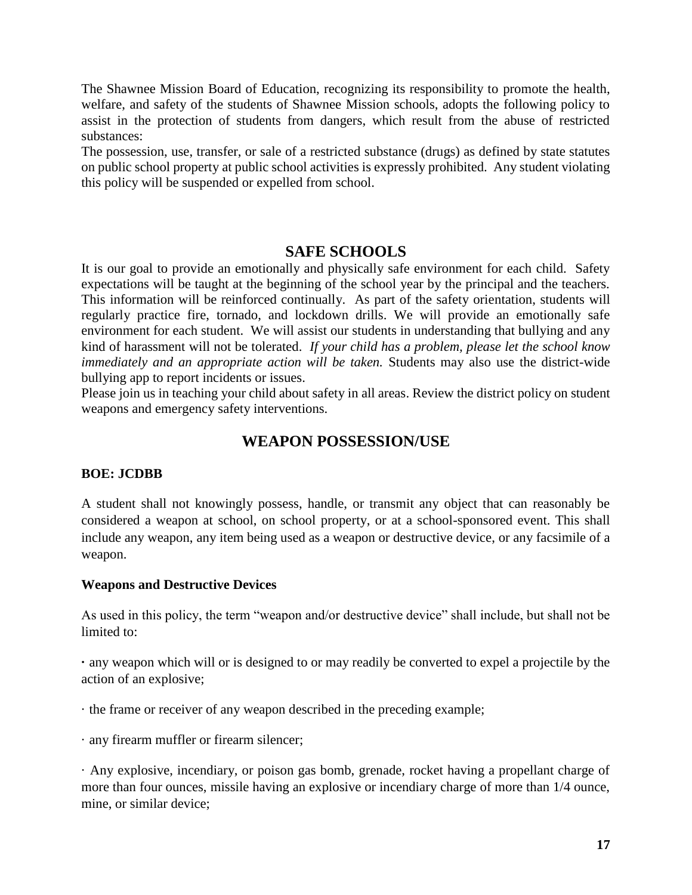The Shawnee Mission Board of Education, recognizing its responsibility to promote the health, welfare, and safety of the students of Shawnee Mission schools, adopts the following policy to assist in the protection of students from dangers, which result from the abuse of restricted substances:

The possession, use, transfer, or sale of a restricted substance (drugs) as defined by state statutes on public school property at public school activities is expressly prohibited. Any student violating this policy will be suspended or expelled from school.

## SAFE SCHOOLS

It is our goal to provide an emotionally and physically safe environment for each child. Safety expectations will be taught at the beginning of the school year by the principal and the teachers. This information will be reinforced continually. As part of the safety orientation, students will regularly practice fire, tornado, and lockdown drills. We will provide an emotionally safe environment for each student. We will assist our students in understanding that bullying and any kind of harassment will not be tolerated. *If your child has a problem, please let the school know immediately and an appropriate action will be taken.* Students may also use the district-wide bullying app to report incidents or issues.

Please join us in teaching your child about safety in all areas. Review the district policy on student weapons and emergency safety interventions.

## WEAPON POSSESSION/USE

**BOE: JCDBB**

A student shall not knowingly possess, handle, or transmit any object that can reasonably be considered a weapon at school, on school property, or at a school-sponsored event. This shall include any weapon, any item being used as a weapon or destructive device, or any facsimile of a weapon.

**Weapons and Destructive Devices**

As used in this policy, the term "weapon and/or destructive device" shall include, but shall not be limited to:

- any weapon which will or is designed to or may readily be converted to expel a projectile by the action of an explosive;
- the frame or receiver of any weapon described in the preceding example;
- any firearm muffler or firearm silencer;
- Any explosive, incendiary, or poison gas bomb, grenade, rocket having a propellant charge of more than four ounces, missile having an explosive or incendiary charge of more than 1/4 ounce, mine, or similar device;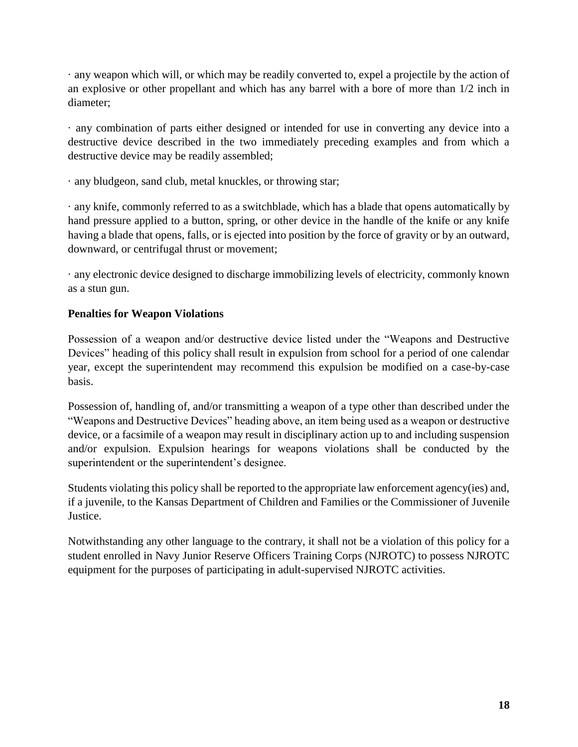· any weapon which will, or which may be readily converted to, expel a projectile by the action of an explosive or other propellant and which has any barrel with a bore of more than 1/2 inch in diameter;

· any combination of parts either designed or intended for use in converting any device into a destructive device described in the two immediately preceding examples and from which a destructive device may be readily assembled;

· any bludgeon, sand club, metal knuckles, or throwing star;

· any knife, commonly referred to as a switchblade, which has a blade that opens automatically by hand pressure applied to a button, spring, or other device in the handle of the knife or any knife having a blade that opens, falls, or is ejected into position by the force of gravity or by an outward, downward, or centrifugal thrust or movement;

· any electronic device designed to discharge immobilizing levels of electricity, commonly known as a stun gun.

**Penalties for Weapon Violations**

Possession of a weapon and/or destructive device listed under the "Weapons and Destructive Devices" heading of this policy shall result in expulsion from school for a period of one calendar year, except the superintendent may recommend this expulsion be modified on a case-by-case basis.

Possession of, handling of, and/or transmitting a weapon of a type other than described under the "Weapons and Destructive Devices" heading above, an item being used as a weapon or destructive device, or a facsimile of a weapon may result in disciplinary action up to and including suspension and/or expulsion. Expulsion hearings for weapons violations shall be conducted by the superintendent or the superintendent's designee.

Students violating this policy shall be reported to the appropriate law enforcement agency(ies) and, if a juvenile, to the Kansas Department of Children and Families or the Commissioner of Juvenile Justice.

Notwithstanding any other language to the contrary, it shall not be a violation of this policy for a student enrolled in Navy Junior Reserve Officers Training Corps (NJROTC) to possess NJROTC equipment for the purposes of participating in adult-supervised NJROTC activities.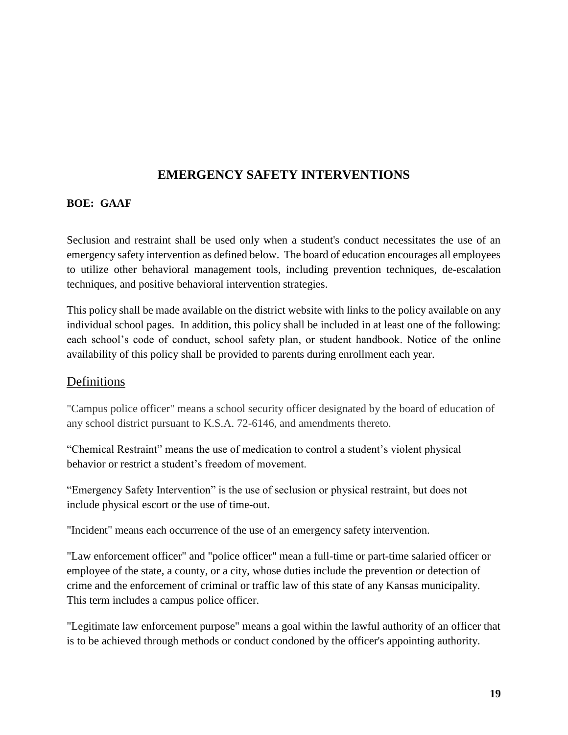# EMERGENCY SAFETY INTERVENTIONS

**BOE: GAAF**

Seclusion and restraint shall be used only when a student's conduct necessitates the use of an emergency safety intervention as defined below. The board of education encourages all employees to utilize other behavioral management tools, including prevention techniques, de-escalation techniques, and positive behavioral intervention strategies.

This policy shall be made available on the district website with links to the policy available on any individual school pages. In addition, this policy shall be included in at least one of the following: each school's code of conduct, school safety plan, or student handbook. Notice of the online availability of this policy shall be provided to parents during enrollment each year.

## Definitions

"Campus police officer" means a school security officer designated by the board of education of any school district pursuant to K.S.A. 72-6146, and amendments thereto.

"Chemical Restraint" means the use of medication to control a student's violent physical behavior or restrict a student's freedom of movement.

"Emergency Safety Intervention" is the use of seclusion or physical restraint, but does not include physical escort or the use of time-out.

"Incident" means each occurrence of the use of an emergency safety intervention.

"Law enforcement officer" and "police officer" mean a full-time or part-time salaried officer or employee of the state, a county, or a city, whose duties include the prevention or detection of crime and the enforcement of criminal or traffic law of this state of any Kansas municipality. This term includes a campus police officer.

"Legitimate law enforcement purpose" means a goal within the lawful authority of an officer that is to be achieved through methods or conduct condoned by the officer's appointing authority.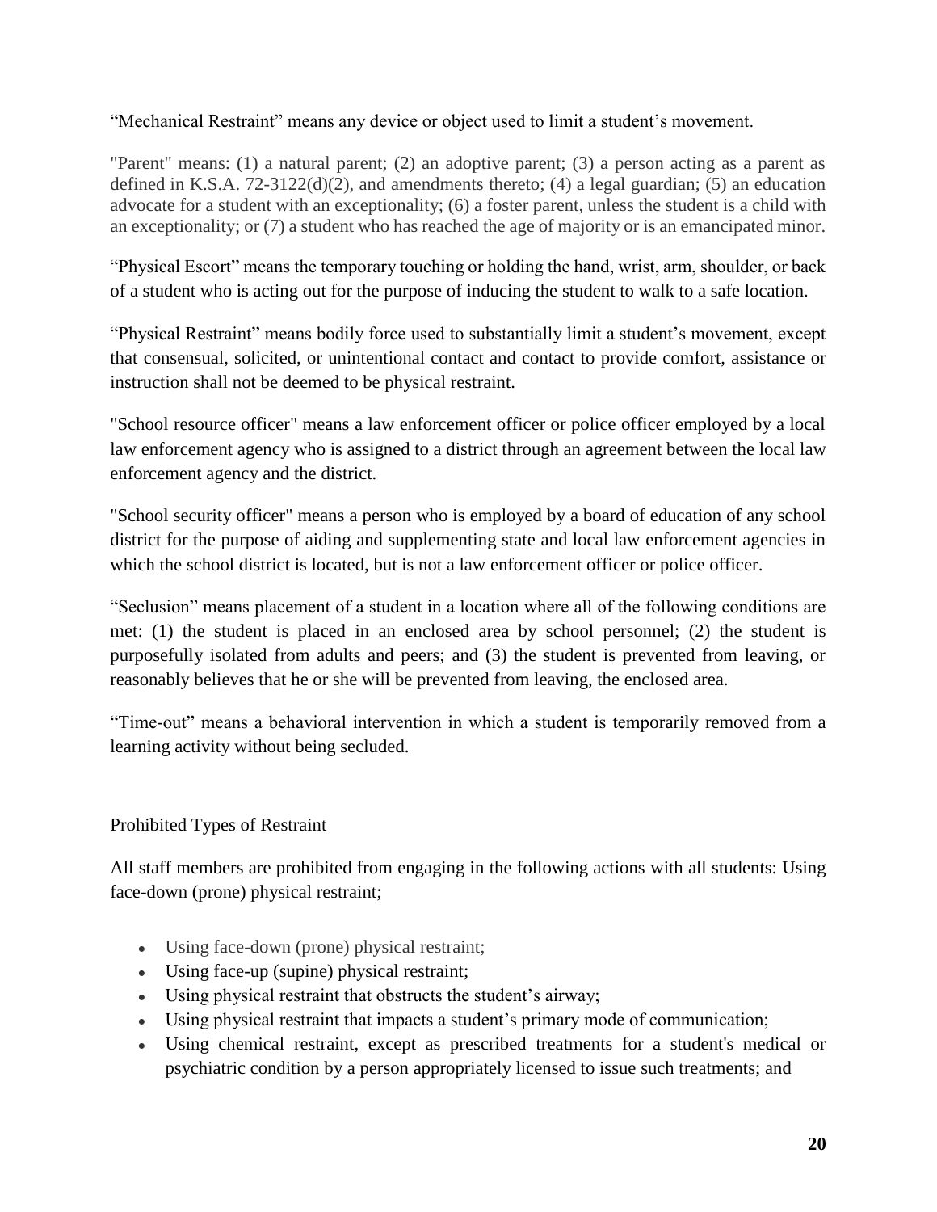"Mechanical Restraint" means any device or object used to limit a student's movement.

"Parent" means: (1) a natural parent; (2) an adoptive parent; (3) a person acting as a parent as defined in K.S.A. 72-3122(d)(2), and amendments thereto; (4) a legal guardian; (5) an education advocate for a student with an exceptionality; (6) a foster parent, unless the student is a child with an exceptionality; or (7) a student who has reached the age of majority or is an emancipated minor.

"Physical Escort" means the temporary touching or holding the hand, wrist, arm, shoulder, or back of a student who is acting out for the purpose of inducing the student to walk to a safe location.

"Physical Restraint" means bodily force used to substantially limit a student's movement, except that consensual, solicited, or unintentional contact and contact to provide comfort, assistance or instruction shall not be deemed to be physical restraint.

"School resource officer" means a law enforcement officer or police officer employed by a local law enforcement agency who is assigned to a district through an agreement between the local law enforcement agency and the district.

"School security officer" means a person who is employed by a board of education of any school district for the purpose of aiding and supplementing state and local law enforcement agencies in which the school district is located, but is not a law enforcement officer or police officer.

"Seclusion" means placement of a student in a location where all of the following conditions are met: (1) the student is placed in an enclosed area by school personnel; (2) the student is purposefully isolated from adults and peers; and (3) the student is prevented from leaving, or reasonably believes that he or she will be prevented from leaving, the enclosed area.

"Time-out" means a behavioral intervention in which a student is temporarily removed from a learning activity without being secluded.

Prohibited Types of Restraint

All staff members are prohibited from engaging in the following actions with all students: Using face-down (prone) physical restraint;

- Using face-down (prone) physical restraint;
- Using face-up (supine) physical restraint;
- Using physical restraint that obstructs the student's airway;
- Using physical restraint that impacts a student's primary mode of communication;
- Using chemical restraint, except as prescribed treatments for a student's medical or psychiatric condition by a person appropriately licensed to issue such treatments; and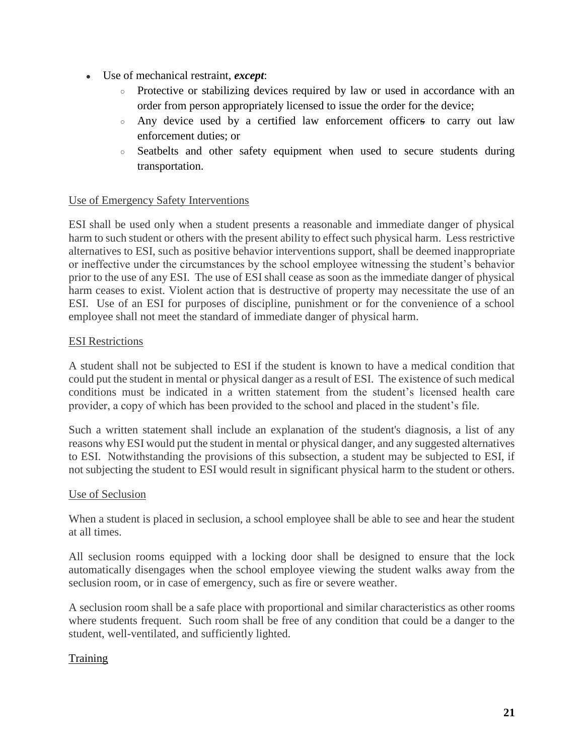- Use of mechanical restraint, ***except***:
  - Protective or stabilizing devices required by law or used in accordance with an order from person appropriately licensed to issue the order for the device;
  - Any device used by a certified law enforcement officer~~s~~ to carry out law enforcement duties; or
  - Seatbelts and other safety equipment when used to secure students during transportation.

<u>Use of Emergency Safety Interventions</u>

ESI shall be used only when a student presents a reasonable and immediate danger of physical harm to such student or others with the present ability to effect such physical harm. Less restrictive alternatives to ESI, such as positive behavior interventions support, shall be deemed inappropriate or ineffective under the circumstances by the school employee witnessing the student's behavior prior to the use of any ESI. The use of ESI shall cease as soon as the immediate danger of physical harm ceases to exist. Violent action that is destructive of property may necessitate the use of an ESI. Use of an ESI for purposes of discipline, punishment or for the convenience of a school employee shall not meet the standard of immediate danger of physical harm.

<u>ESI Restrictions</u>

A student shall not be subjected to ESI if the student is known to have a medical condition that could put the student in mental or physical danger as a result of ESI. The existence of such medical conditions must be indicated in a written statement from the student's licensed health care provider, a copy of which has been provided to the school and placed in the student's file.

Such a written statement shall include an explanation of the student's diagnosis, a list of any reasons why ESI would put the student in mental or physical danger, and any suggested alternatives to ESI. Notwithstanding the provisions of this subsection, a student may be subjected to ESI, if not subjecting the student to ESI would result in significant physical harm to the student or others.

<u>Use of Seclusion</u>

When a student is placed in seclusion, a school employee shall be able to see and hear the student at all times.

All seclusion rooms equipped with a locking door shall be designed to ensure that the lock automatically disengages when the school employee viewing the student walks away from the seclusion room, or in case of emergency, such as fire or severe weather.

A seclusion room shall be a safe place with proportional and similar characteristics as other rooms where students frequent. Such room shall be free of any condition that could be a danger to the student, well-ventilated, and sufficiently lighted.

<u>Training</u>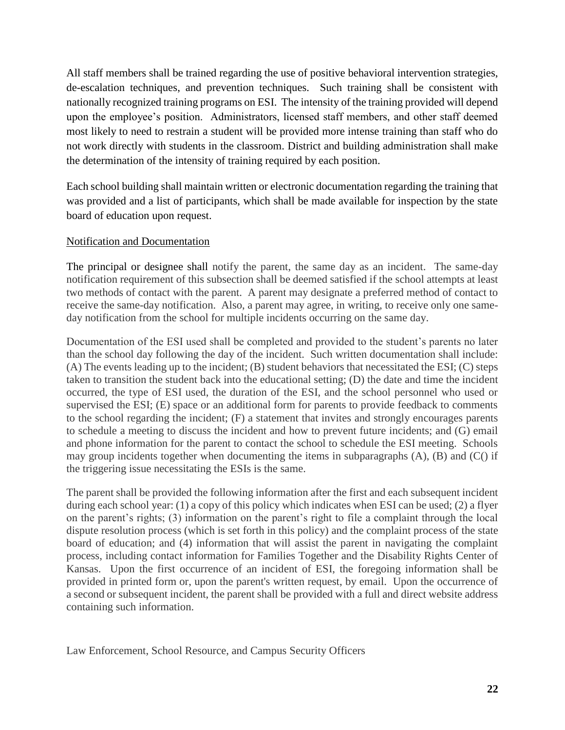All staff members shall be trained regarding the use of positive behavioral intervention strategies, de-escalation techniques, and prevention techniques. Such training shall be consistent with nationally recognized training programs on ESI. The intensity of the training provided will depend upon the employee's position. Administrators, licensed staff members, and other staff deemed most likely to need to restrain a student will be provided more intense training than staff who do not work directly with students in the classroom. District and building administration shall make the determination of the intensity of training required by each position.

Each school building shall maintain written or electronic documentation regarding the training that was provided and a list of participants, which shall be made available for inspection by the state board of education upon request.

Notification and Documentation

The principal or designee shall notify the parent, the same day as an incident. The same-day notification requirement of this subsection shall be deemed satisfied if the school attempts at least two methods of contact with the parent. A parent may designate a preferred method of contact to receive the same-day notification. Also, a parent may agree, in writing, to receive only one same-day notification from the school for multiple incidents occurring on the same day.

Documentation of the ESI used shall be completed and provided to the student's parents no later than the school day following the day of the incident. Such written documentation shall include: (A) The events leading up to the incident; (B) student behaviors that necessitated the ESI; (C) steps taken to transition the student back into the educational setting; (D) the date and time the incident occurred, the type of ESI used, the duration of the ESI, and the school personnel who used or supervised the ESI; (E) space or an additional form for parents to provide feedback to comments to the school regarding the incident; (F) a statement that invites and strongly encourages parents to schedule a meeting to discuss the incident and how to prevent future incidents; and (G) email and phone information for the parent to contact the school to schedule the ESI meeting. Schools may group incidents together when documenting the items in subparagraphs (A), (B) and (C() if the triggering issue necessitating the ESIs is the same.

The parent shall be provided the following information after the first and each subsequent incident during each school year: (1) a copy of this policy which indicates when ESI can be used; (2) a flyer on the parent's rights; (3) information on the parent's right to file a complaint through the local dispute resolution process (which is set forth in this policy) and the complaint process of the state board of education; and (4) information that will assist the parent in navigating the complaint process, including contact information for Families Together and the Disability Rights Center of Kansas. Upon the first occurrence of an incident of ESI, the foregoing information shall be provided in printed form or, upon the parent's written request, by email. Upon the occurrence of a second or subsequent incident, the parent shall be provided with a full and direct website address containing such information.

Law Enforcement, School Resource, and Campus Security Officers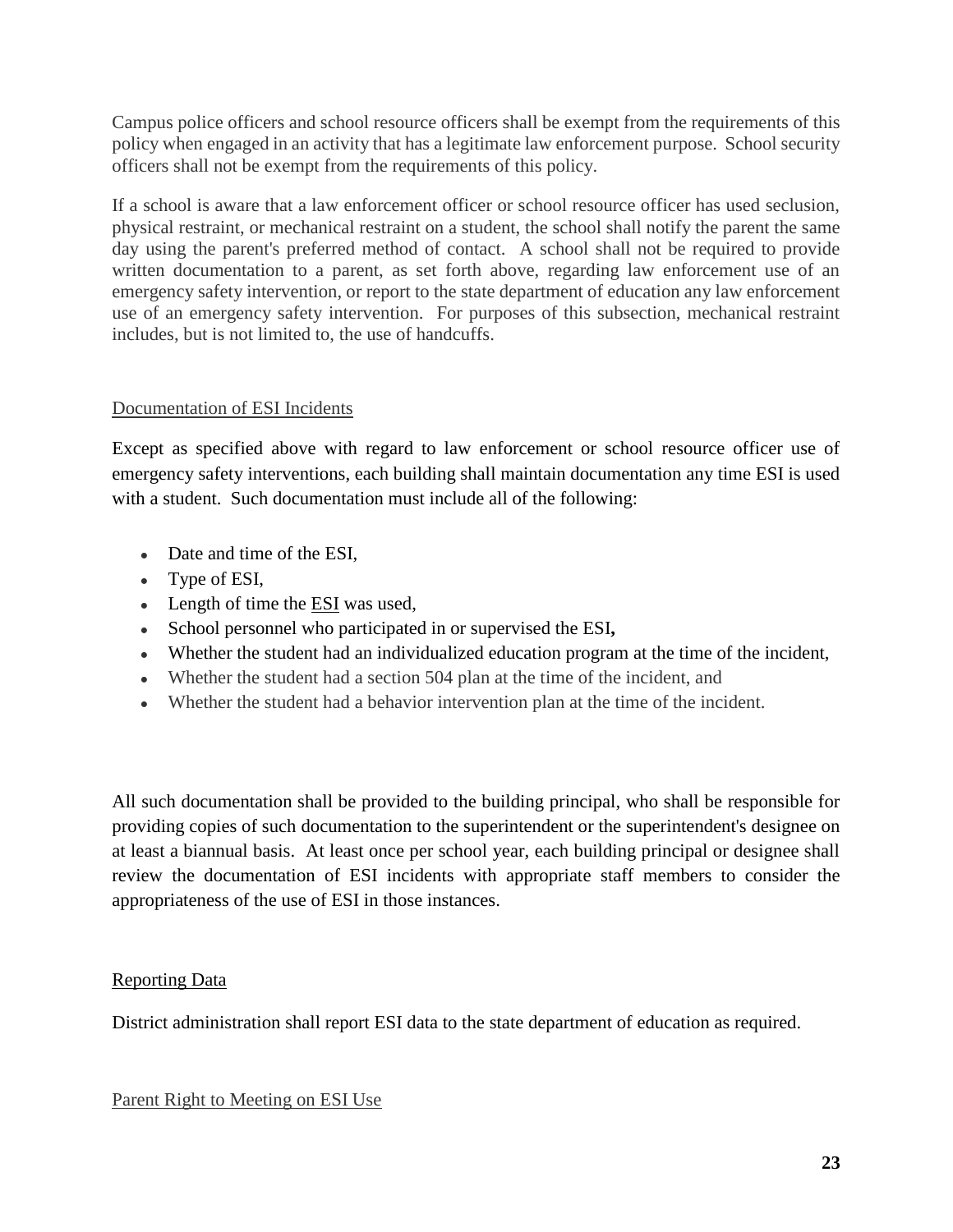Campus police officers and school resource officers shall be exempt from the requirements of this policy when engaged in an activity that has a legitimate law enforcement purpose. School security officers shall not be exempt from the requirements of this policy.

If a school is aware that a law enforcement officer or school resource officer has used seclusion, physical restraint, or mechanical restraint on a student, the school shall notify the parent the same day using the parent's preferred method of contact. A school shall not be required to provide written documentation to a parent, as set forth above, regarding law enforcement use of an emergency safety intervention, or report to the state department of education any law enforcement use of an emergency safety intervention. For purposes of this subsection, mechanical restraint includes, but is not limited to, the use of handcuffs.

Documentation of ESI Incidents

Except as specified above with regard to law enforcement or school resource officer use of emergency safety interventions, each building shall maintain documentation any time ESI is used with a student. Such documentation must include all of the following:

- Date and time of the ESI,
- Type of ESI,
- Length of time the ESI was used,
- School personnel who participated in or supervised the ESI**,**
- Whether the student had an individualized education program at the time of the incident,
- Whether the student had a section 504 plan at the time of the incident, and
- Whether the student had a behavior intervention plan at the time of the incident.

All such documentation shall be provided to the building principal, who shall be responsible for providing copies of such documentation to the superintendent or the superintendent's designee on at least a biannual basis. At least once per school year, each building principal or designee shall review the documentation of ESI incidents with appropriate staff members to consider the appropriateness of the use of ESI in those instances.

Reporting Data

District administration shall report ESI data to the state department of education as required.

Parent Right to Meeting on ESI Use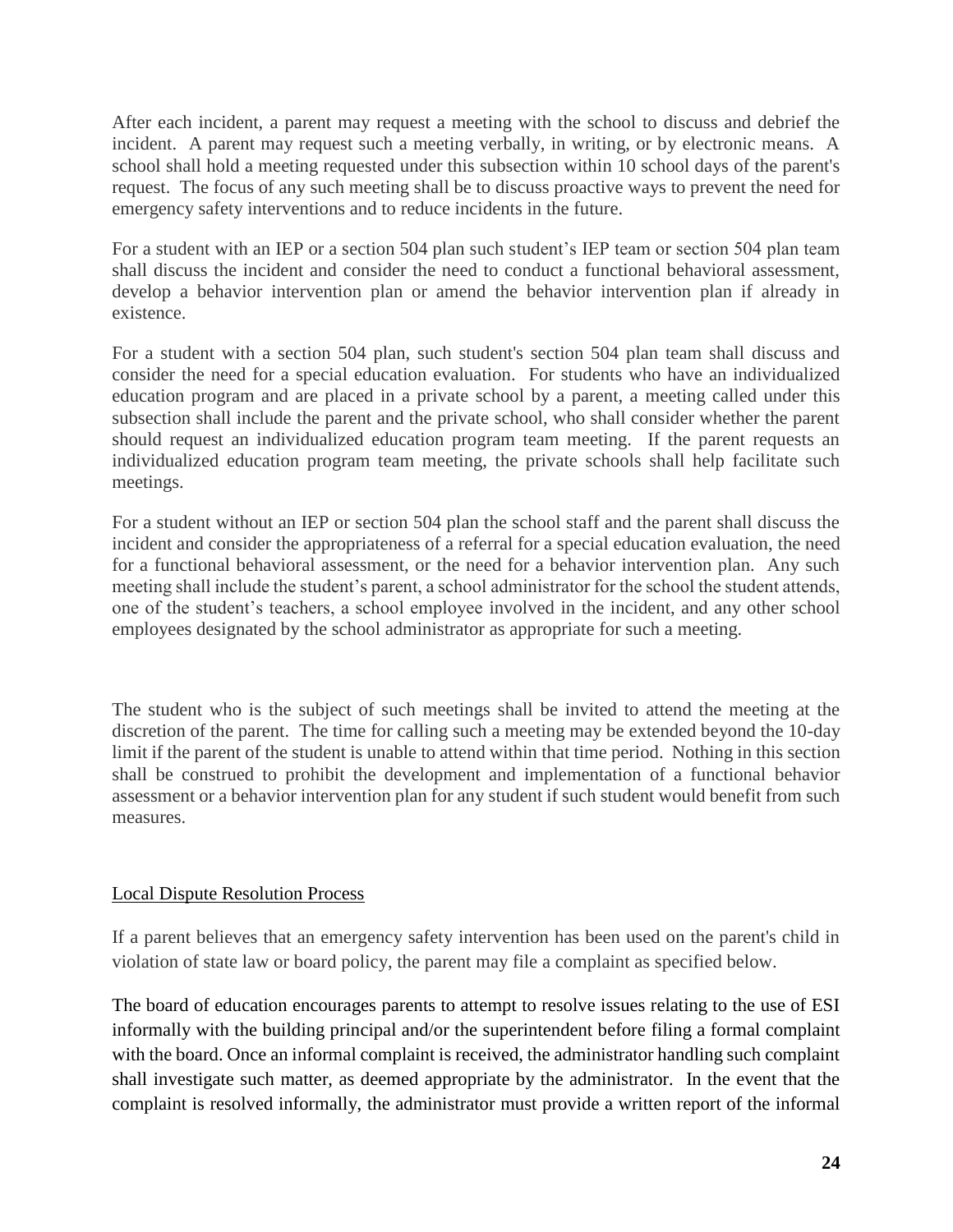After each incident, a parent may request a meeting with the school to discuss and debrief the incident. A parent may request such a meeting verbally, in writing, or by electronic means. A school shall hold a meeting requested under this subsection within 10 school days of the parent's request. The focus of any such meeting shall be to discuss proactive ways to prevent the need for emergency safety interventions and to reduce incidents in the future.

For a student with an IEP or a section 504 plan such student's IEP team or section 504 plan team shall discuss the incident and consider the need to conduct a functional behavioral assessment, develop a behavior intervention plan or amend the behavior intervention plan if already in existence.

For a student with a section 504 plan, such student's section 504 plan team shall discuss and consider the need for a special education evaluation. For students who have an individualized education program and are placed in a private school by a parent, a meeting called under this subsection shall include the parent and the private school, who shall consider whether the parent should request an individualized education program team meeting. If the parent requests an individualized education program team meeting, the private schools shall help facilitate such meetings.

For a student without an IEP or section 504 plan the school staff and the parent shall discuss the incident and consider the appropriateness of a referral for a special education evaluation, the need for a functional behavioral assessment, or the need for a behavior intervention plan. Any such meeting shall include the student's parent, a school administrator for the school the student attends, one of the student's teachers, a school employee involved in the incident, and any other school employees designated by the school administrator as appropriate for such a meeting.

The student who is the subject of such meetings shall be invited to attend the meeting at the discretion of the parent. The time for calling such a meeting may be extended beyond the 10-day limit if the parent of the student is unable to attend within that time period. Nothing in this section shall be construed to prohibit the development and implementation of a functional behavior assessment or a behavior intervention plan for any student if such student would benefit from such measures.

<u>Local Dispute Resolution Process</u>

If a parent believes that an emergency safety intervention has been used on the parent's child in violation of state law or board policy, the parent may file a complaint as specified below.

The board of education encourages parents to attempt to resolve issues relating to the use of ESI informally with the building principal and/or the superintendent before filing a formal complaint with the board. Once an informal complaint is received, the administrator handling such complaint shall investigate such matter, as deemed appropriate by the administrator. In the event that the complaint is resolved informally, the administrator must provide a written report of the informal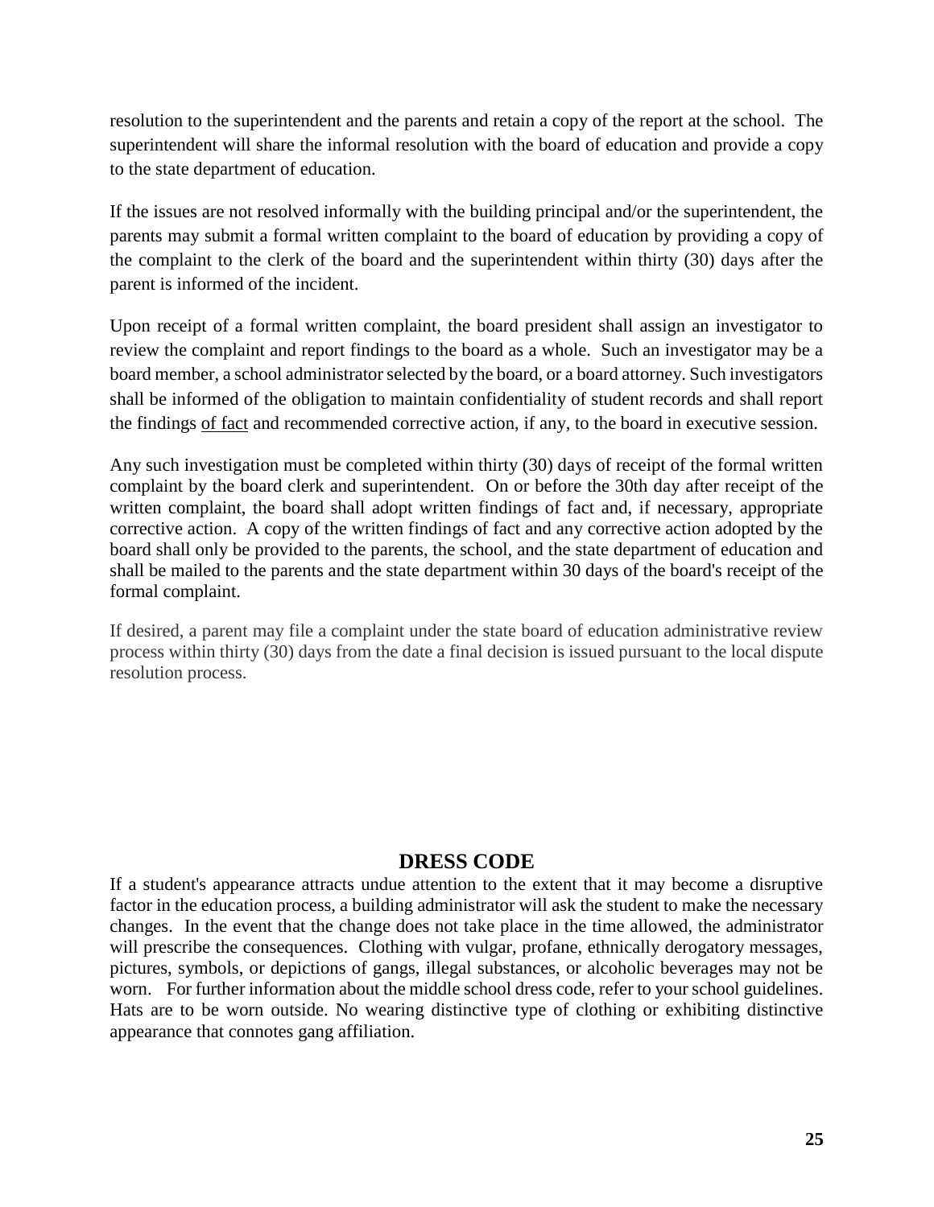resolution to the superintendent and the parents and retain a copy of the report at the school. The superintendent will share the informal resolution with the board of education and provide a copy to the state department of education.

If the issues are not resolved informally with the building principal and/or the superintendent, the parents may submit a formal written complaint to the board of education by providing a copy of the complaint to the clerk of the board and the superintendent within thirty (30) days after the parent is informed of the incident.

Upon receipt of a formal written complaint, the board president shall assign an investigator to review the complaint and report findings to the board as a whole. Such an investigator may be a board member, a school administrator selected by the board, or a board attorney. Such investigators shall be informed of the obligation to maintain confidentiality of student records and shall report the findings of fact and recommended corrective action, if any, to the board in executive session.

Any such investigation must be completed within thirty (30) days of receipt of the formal written complaint by the board clerk and superintendent. On or before the 30th day after receipt of the written complaint, the board shall adopt written findings of fact and, if necessary, appropriate corrective action. A copy of the written findings of fact and any corrective action adopted by the board shall only be provided to the parents, the school, and the state department of education and shall be mailed to the parents and the state department within 30 days of the board's receipt of the formal complaint.

If desired, a parent may file a complaint under the state board of education administrative review process within thirty (30) days from the date a final decision is issued pursuant to the local dispute resolution process.

## DRESS CODE

If a student's appearance attracts undue attention to the extent that it may become a disruptive factor in the education process, a building administrator will ask the student to make the necessary changes. In the event that the change does not take place in the time allowed, the administrator will prescribe the consequences. Clothing with vulgar, profane, ethnically derogatory messages, pictures, symbols, or depictions of gangs, illegal substances, or alcoholic beverages may not be worn. For further information about the middle school dress code, refer to your school guidelines. Hats are to be worn outside. No wearing distinctive type of clothing or exhibiting distinctive appearance that connotes gang affiliation.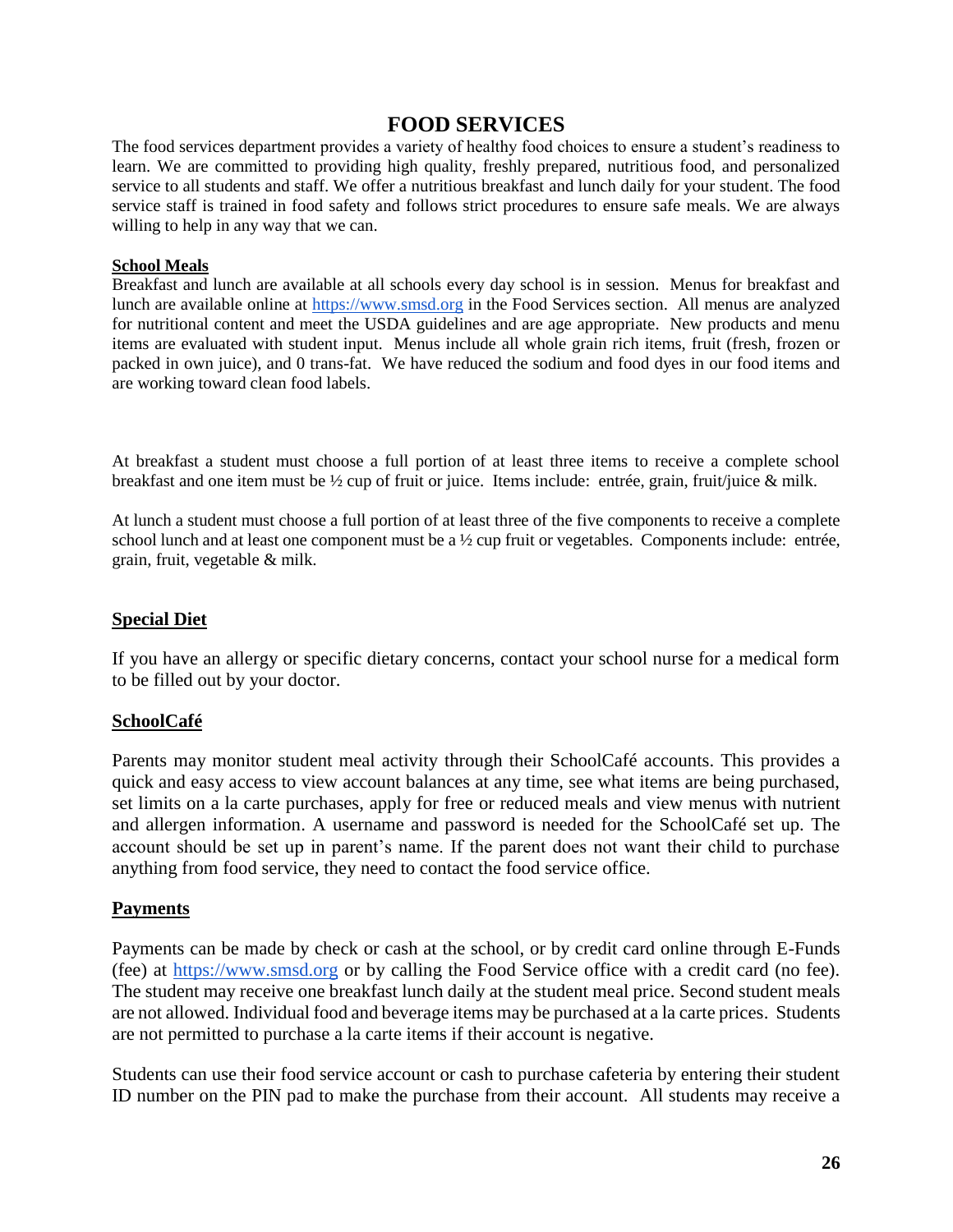# FOOD SERVICES

The food services department provides a variety of healthy food choices to ensure a student's readiness to learn. We are committed to providing high quality, freshly prepared, nutritious food, and personalized service to all students and staff. We offer a nutritious breakfast and lunch daily for your student. The food service staff is trained in food safety and follows strict procedures to ensure safe meals. We are always willing to help in any way that we can.

## School Meals

Breakfast and lunch are available at all schools every day school is in session. Menus for breakfast and lunch are available online at https://www.smsd.org in the Food Services section. All menus are analyzed for nutritional content and meet the USDA guidelines and are age appropriate. New products and menu items are evaluated with student input. Menus include all whole grain rich items, fruit (fresh, frozen or packed in own juice), and 0 trans-fat. We have reduced the sodium and food dyes in our food items and are working toward clean food labels.

At breakfast a student must choose a full portion of at least three items to receive a complete school breakfast and one item must be ½ cup of fruit or juice. Items include: entrée, grain, fruit/juice & milk.

At lunch a student must choose a full portion of at least three of the five components to receive a complete school lunch and at least one component must be a ½ cup fruit or vegetables. Components include: entrée, grain, fruit, vegetable & milk.

## Special Diet

If you have an allergy or specific dietary concerns, contact your school nurse for a medical form to be filled out by your doctor.

## SchoolCafé

Parents may monitor student meal activity through their SchoolCafé accounts. This provides a quick and easy access to view account balances at any time, see what items are being purchased, set limits on a la carte purchases, apply for free or reduced meals and view menus with nutrient and allergen information. A username and password is needed for the SchoolCafé set up. The account should be set up in parent's name. If the parent does not want their child to purchase anything from food service, they need to contact the food service office.

## Payments

Payments can be made by check or cash at the school, or by credit card online through E-Funds (fee) at https://www.smsd.org or by calling the Food Service office with a credit card (no fee). The student may receive one breakfast lunch daily at the student meal price. Second student meals are not allowed. Individual food and beverage items may be purchased at a la carte prices. Students are not permitted to purchase a la carte items if their account is negative.

Students can use their food service account or cash to purchase cafeteria by entering their student ID number on the PIN pad to make the purchase from their account. All students may receive a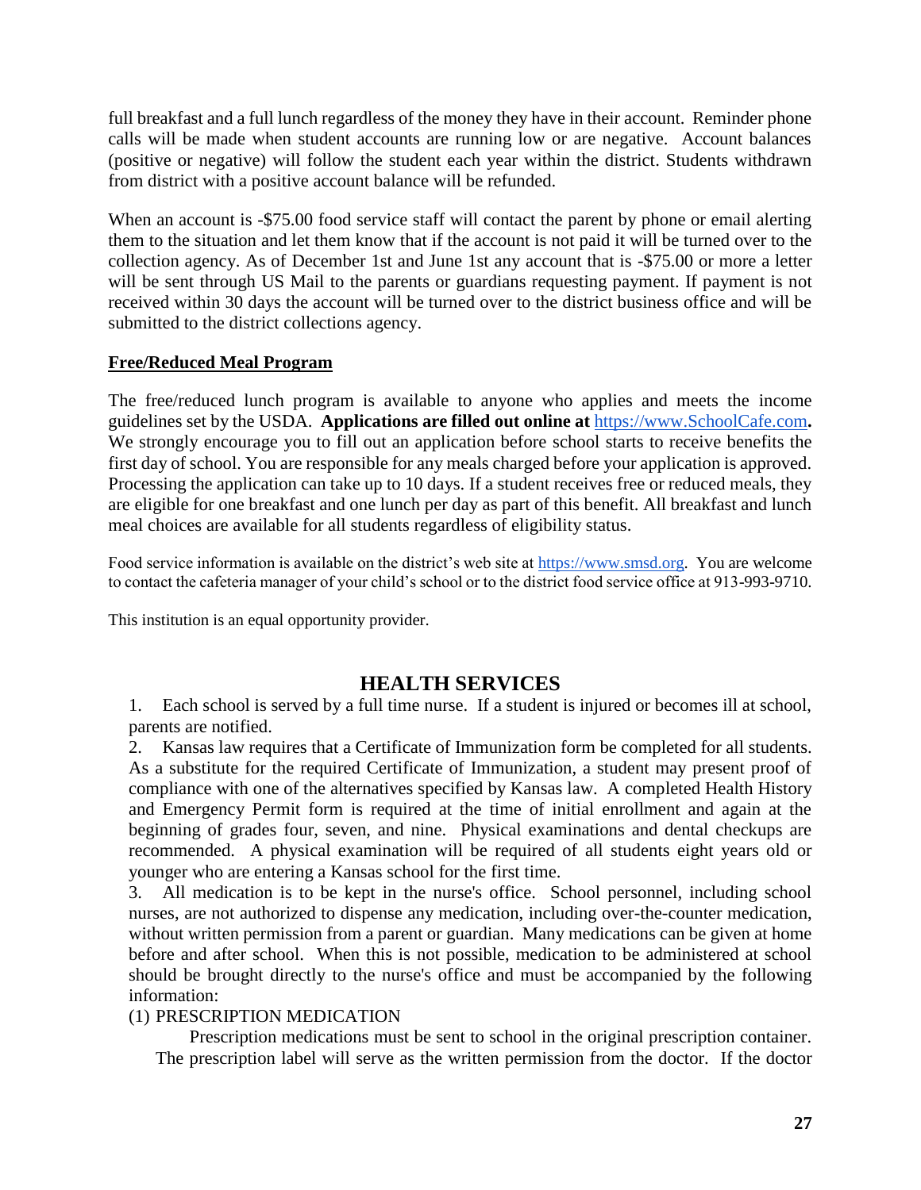full breakfast and a full lunch regardless of the money they have in their account. Reminder phone calls will be made when student accounts are running low or are negative. Account balances (positive or negative) will follow the student each year within the district. Students withdrawn from district with a positive account balance will be refunded.

When an account is -$75.00 food service staff will contact the parent by phone or email alerting them to the situation and let them know that if the account is not paid it will be turned over to the collection agency. As of December 1st and June 1st any account that is -$75.00 or more a letter will be sent through US Mail to the parents or guardians requesting payment. If payment is not received within 30 days the account will be turned over to the district business office and will be submitted to the district collections agency.

**Free/Reduced Meal Program**

The free/reduced lunch program is available to anyone who applies and meets the income guidelines set by the USDA. **Applications are filled out online at** [https://www.SchoolCafe.com](https://www.SchoolCafe.com)**.** We strongly encourage you to fill out an application before school starts to receive benefits the first day of school. You are responsible for any meals charged before your application is approved. Processing the application can take up to 10 days. If a student receives free or reduced meals, they are eligible for one breakfast and one lunch per day as part of this benefit. All breakfast and lunch meal choices are available for all students regardless of eligibility status.

Food service information is available on the district's web site at [https://www.smsd.org](https://www.smsd.org). You are welcome to contact the cafeteria manager of your child's school or to the district food service office at 913-993-9710.

This institution is an equal opportunity provider.

## HEALTH SERVICES

1. Each school is served by a full time nurse. If a student is injured or becomes ill at school, parents are notified.
2. Kansas law requires that a Certificate of Immunization form be completed for all students. As a substitute for the required Certificate of Immunization, a student may present proof of compliance with one of the alternatives specified by Kansas law. A completed Health History and Emergency Permit form is required at the time of initial enrollment and again at the beginning of grades four, seven, and nine. Physical examinations and dental checkups are recommended. A physical examination will be required of all students eight years old or younger who are entering a Kansas school for the first time.
3. All medication is to be kept in the nurse's office. School personnel, including school nurses, are not authorized to dispense any medication, including over-the-counter medication, without written permission from a parent or guardian. Many medications can be given at home before and after school. When this is not possible, medication to be administered at school should be brought directly to the nurse's office and must be accompanied by the following information:

(1) PRESCRIPTION MEDICATION

Prescription medications must be sent to school in the original prescription container. The prescription label will serve as the written permission from the doctor. If the doctor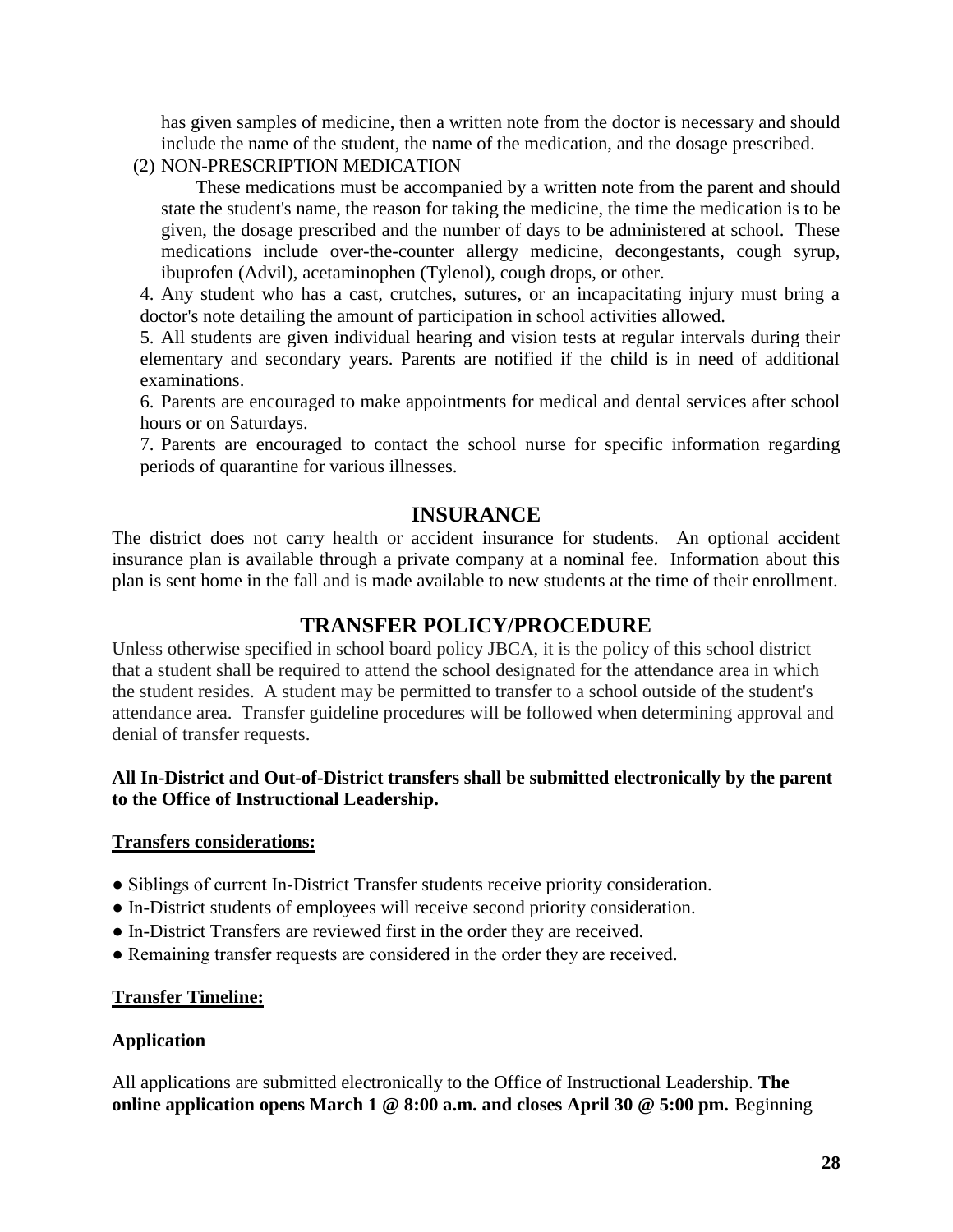has given samples of medicine, then a written note from the doctor is necessary and should include the name of the student, the name of the medication, and the dosage prescribed.

(2) NON-PRESCRIPTION MEDICATION

These medications must be accompanied by a written note from the parent and should state the student's name, the reason for taking the medicine, the time the medication is to be given, the dosage prescribed and the number of days to be administered at school. These medications include over-the-counter allergy medicine, decongestants, cough syrup, ibuprofen (Advil), acetaminophen (Tylenol), cough drops, or other.

4. Any student who has a cast, crutches, sutures, or an incapacitating injury must bring a doctor's note detailing the amount of participation in school activities allowed.

5. All students are given individual hearing and vision tests at regular intervals during their elementary and secondary years. Parents are notified if the child is in need of additional examinations.

6. Parents are encouraged to make appointments for medical and dental services after school hours or on Saturdays.

7. Parents are encouraged to contact the school nurse for specific information regarding periods of quarantine for various illnesses.

## INSURANCE

The district does not carry health or accident insurance for students. An optional accident insurance plan is available through a private company at a nominal fee. Information about this plan is sent home in the fall and is made available to new students at the time of their enrollment.

## TRANSFER POLICY/PROCEDURE

Unless otherwise specified in school board policy JBCA, it is the policy of this school district that a student shall be required to attend the school designated for the attendance area in which the student resides. A student may be permitted to transfer to a school outside of the student's attendance area. Transfer guideline procedures will be followed when determining approval and denial of transfer requests.

**All In-District and Out-of-District transfers shall be submitted electronically by the parent to the Office of Instructional Leadership.**

**<u>Transfers considerations:</u>**

- Siblings of current In-District Transfer students receive priority consideration.
- In-District students of employees will receive second priority consideration.
- In-District Transfers are reviewed first in the order they are received.
- Remaining transfer requests are considered in the order they are received.

**<u>Transfer Timeline:</u>**

**Application**

All applications are submitted electronically to the Office of Instructional Leadership. **The online application opens March 1 @ 8:00 a.m. and closes April 30 @ 5:00 pm.** Beginning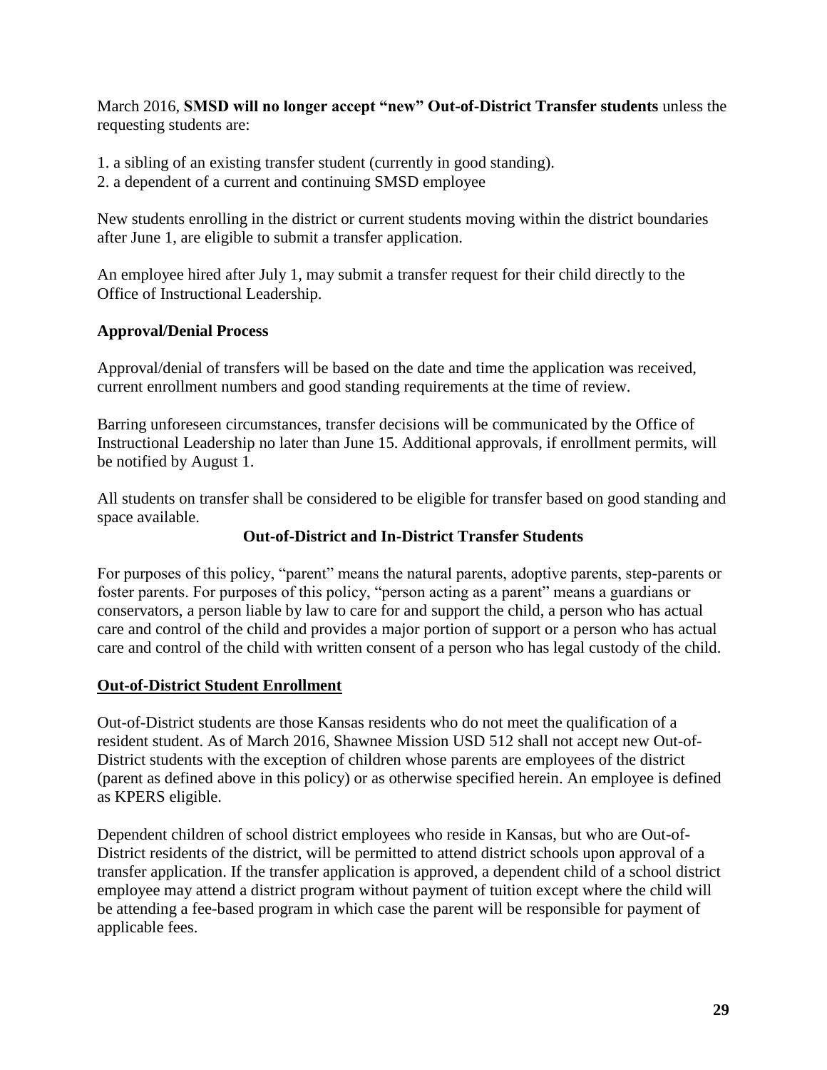March 2016, **SMSD will no longer accept "new" Out-of-District Transfer students** unless the requesting students are:

1. a sibling of an existing transfer student (currently in good standing).
2. a dependent of a current and continuing SMSD employee

New students enrolling in the district or current students moving within the district boundaries after June 1, are eligible to submit a transfer application.

An employee hired after July 1, may submit a transfer request for their child directly to the Office of Instructional Leadership.

**Approval/Denial Process**

Approval/denial of transfers will be based on the date and time the application was received, current enrollment numbers and good standing requirements at the time of review.

Barring unforeseen circumstances, transfer decisions will be communicated by the Office of Instructional Leadership no later than June 15. Additional approvals, if enrollment permits, will be notified by August 1.

All students on transfer shall be considered to be eligible for transfer based on good standing and space available.

**Out-of-District and In-District Transfer Students**

For purposes of this policy, "parent" means the natural parents, adoptive parents, step-parents or foster parents. For purposes of this policy, "person acting as a parent" means a guardians or conservators, a person liable by law to care for and support the child, a person who has actual care and control of the child and provides a major portion of support or a person who has actual care and control of the child with written consent of a person who has legal custody of the child.

**Out-of-District Student Enrollment**

Out-of-District students are those Kansas residents who do not meet the qualification of a resident student. As of March 2016, Shawnee Mission USD 512 shall not accept new Out-of-District students with the exception of children whose parents are employees of the district (parent as defined above in this policy) or as otherwise specified herein. An employee is defined as KPERS eligible.

Dependent children of school district employees who reside in Kansas, but who are Out-of-District residents of the district, will be permitted to attend district schools upon approval of a transfer application. If the transfer application is approved, a dependent child of a school district employee may attend a district program without payment of tuition except where the child will be attending a fee-based program in which case the parent will be responsible for payment of applicable fees.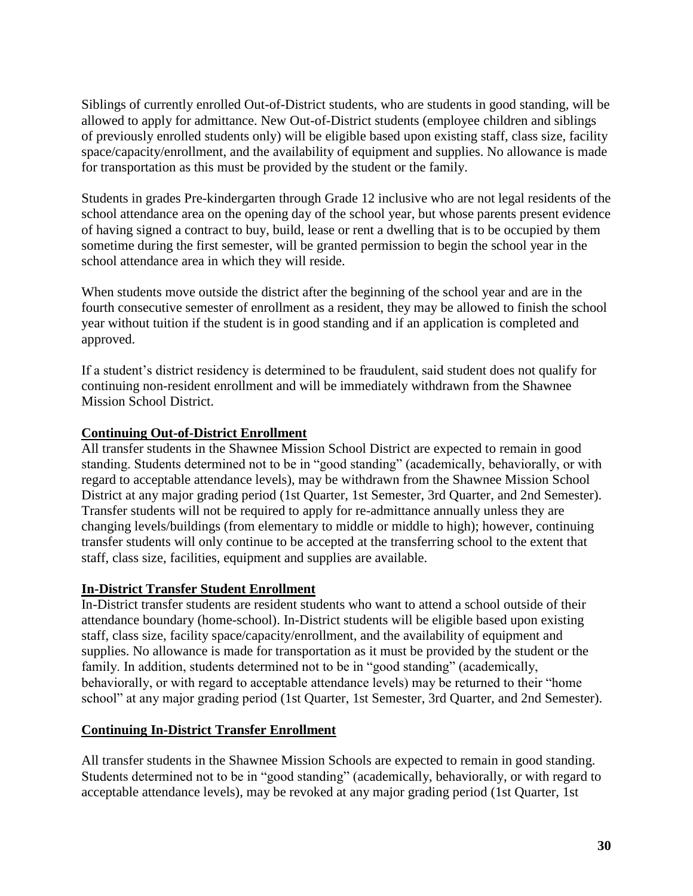Siblings of currently enrolled Out-of-District students, who are students in good standing, will be allowed to apply for admittance. New Out-of-District students (employee children and siblings of previously enrolled students only) will be eligible based upon existing staff, class size, facility space/capacity/enrollment, and the availability of equipment and supplies. No allowance is made for transportation as this must be provided by the student or the family.

Students in grades Pre-kindergarten through Grade 12 inclusive who are not legal residents of the school attendance area on the opening day of the school year, but whose parents present evidence of having signed a contract to buy, build, lease or rent a dwelling that is to be occupied by them sometime during the first semester, will be granted permission to begin the school year in the school attendance area in which they will reside.

When students move outside the district after the beginning of the school year and are in the fourth consecutive semester of enrollment as a resident, they may be allowed to finish the school year without tuition if the student is in good standing and if an application is completed and approved.

If a student's district residency is determined to be fraudulent, said student does not qualify for continuing non-resident enrollment and will be immediately withdrawn from the Shawnee Mission School District.

**Continuing Out-of-District Enrollment**

All transfer students in the Shawnee Mission School District are expected to remain in good standing. Students determined not to be in "good standing" (academically, behaviorally, or with regard to acceptable attendance levels), may be withdrawn from the Shawnee Mission School District at any major grading period (1st Quarter, 1st Semester, 3rd Quarter, and 2nd Semester). Transfer students will not be required to apply for re-admittance annually unless they are changing levels/buildings (from elementary to middle or middle to high); however, continuing transfer students will only continue to be accepted at the transferring school to the extent that staff, class size, facilities, equipment and supplies are available.

**In-District Transfer Student Enrollment**

In-District transfer students are resident students who want to attend a school outside of their attendance boundary (home-school). In-District students will be eligible based upon existing staff, class size, facility space/capacity/enrollment, and the availability of equipment and supplies. No allowance is made for transportation as it must be provided by the student or the family. In addition, students determined not to be in "good standing" (academically, behaviorally, or with regard to acceptable attendance levels) may be returned to their "home school" at any major grading period (1st Quarter, 1st Semester, 3rd Quarter, and 2nd Semester).

**Continuing In-District Transfer Enrollment**

All transfer students in the Shawnee Mission Schools are expected to remain in good standing. Students determined not to be in "good standing" (academically, behaviorally, or with regard to acceptable attendance levels), may be revoked at any major grading period (1st Quarter, 1st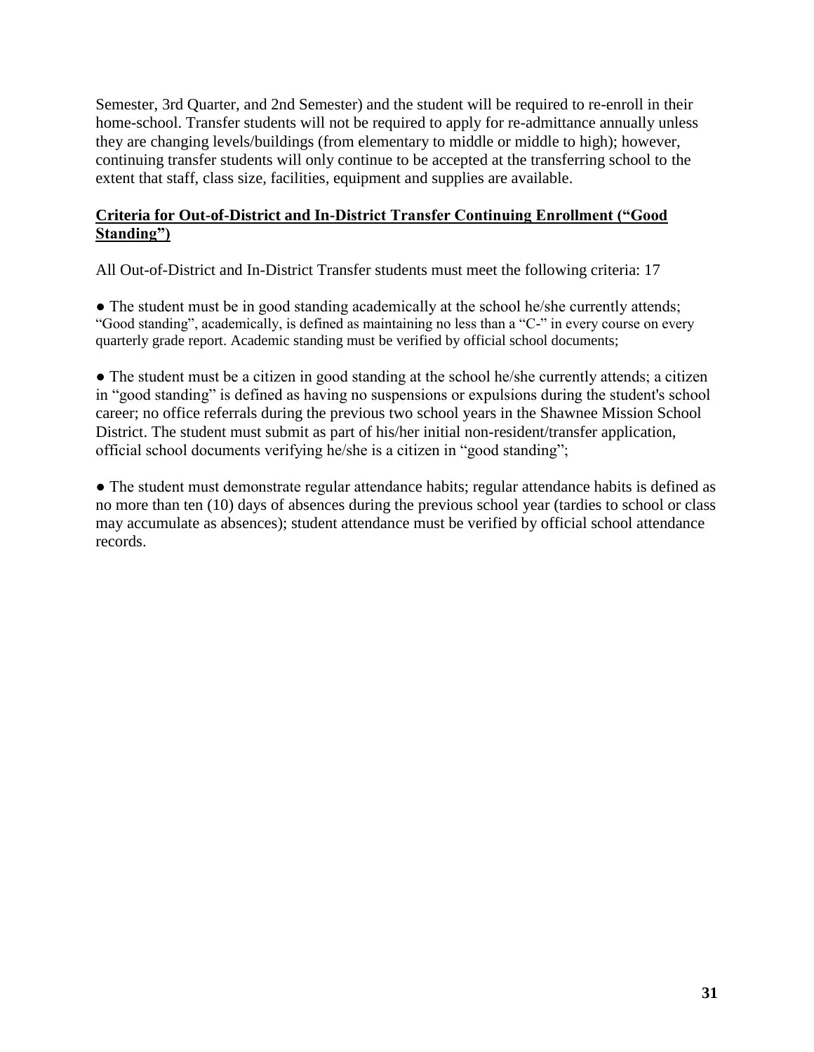Semester, 3rd Quarter, and 2nd Semester) and the student will be required to re-enroll in their home-school. Transfer students will not be required to apply for re-admittance annually unless they are changing levels/buildings (from elementary to middle or middle to high); however, continuing transfer students will only continue to be accepted at the transferring school to the extent that staff, class size, facilities, equipment and supplies are available.

**Criteria for Out-of-District and In-District Transfer Continuing Enrollment ("Good Standing")**

All Out-of-District and In-District Transfer students must meet the following criteria: 17

- The student must be in good standing academically at the school he/she currently attends; "Good standing", academically, is defined as maintaining no less than a "C-" in every course on every quarterly grade report. Academic standing must be verified by official school documents;

- The student must be a citizen in good standing at the school he/she currently attends; a citizen in "good standing" is defined as having no suspensions or expulsions during the student's school career; no office referrals during the previous two school years in the Shawnee Mission School District. The student must submit as part of his/her initial non-resident/transfer application, official school documents verifying he/she is a citizen in "good standing";

- The student must demonstrate regular attendance habits; regular attendance habits is defined as no more than ten (10) days of absences during the previous school year (tardies to school or class may accumulate as absences); student attendance must be verified by official school attendance records.